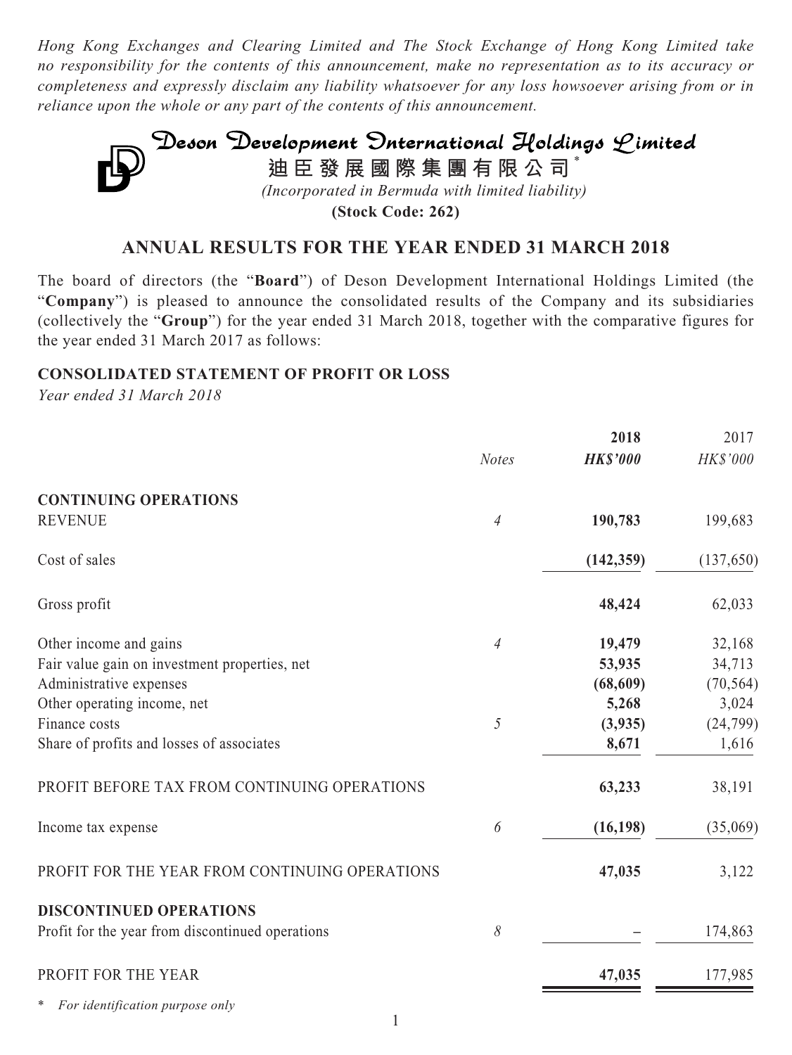*Hong Kong Exchanges and Clearing Limited and The Stock Exchange of Hong Kong Limited take no responsibility for the contents of this announcement, make no representation as to its accuracy or completeness and expressly disclaim any liability whatsoever for any loss howsoever arising from or in reliance upon the whole or any part of the contents of this announcement.*

# Deson Development International Holdings Limited

**迪臣發展國際集團有限公司***

*(Incorporated in Bermuda with limited liability)*

**(Stock Code: 262)**

## ANNUAL RESULTS FOR THE YEAR ENDED 31 MARCH 2018

The board of directors (the "**Board**") of Deson Development International Holdings Limited (the "**Company**") is pleased to announce the consolidated results of the Company and its subsidiaries (collectively the "**Group**") for the year ended 31 March 2018, together with the comparative figures for the year ended 31 March 2017 as follows:

### CONSOLIDATED STATEMENT OF PROFIT OR LOSS

*Year ended 31 March 2018*

| | *Notes* | **2018** *HK$'000* | 2017 *HK$'000* |
|---|---|---|---|
| **CONTINUING OPERATIONS** | | | |
| REVENUE | *4* | **190,783** | 199,683 |
| Cost of sales | | **(142,359)** | (137,650) |
| Gross profit | | **48,424** | 62,033 |
| Other income and gains | *4* | **19,479** | 32,168 |
| Fair value gain on investment properties, net | | **53,935** | 34,713 |
| Administrative expenses | | **(68,609)** | (70,564) |
| Other operating income, net | | **5,268** | 3,024 |
| Finance costs | *5* | **(3,935)** | (24,799) |
| Share of profits and losses of associates | | **8,671** | 1,616 |
| PROFIT BEFORE TAX FROM CONTINUING OPERATIONS | | **63,233** | 38,191 |
| Income tax expense | *6* | **(16,198)** | (35,069) |
| PROFIT FOR THE YEAR FROM CONTINUING OPERATIONS | | **47,035** | 3,122 |
| **DISCONTINUED OPERATIONS** | | | |
| Profit for the year from discontinued operations | *8* | **–** | 174,863 |
| PROFIT FOR THE YEAR | | **47,035** | 177,985 |

\* *For identification purpose only*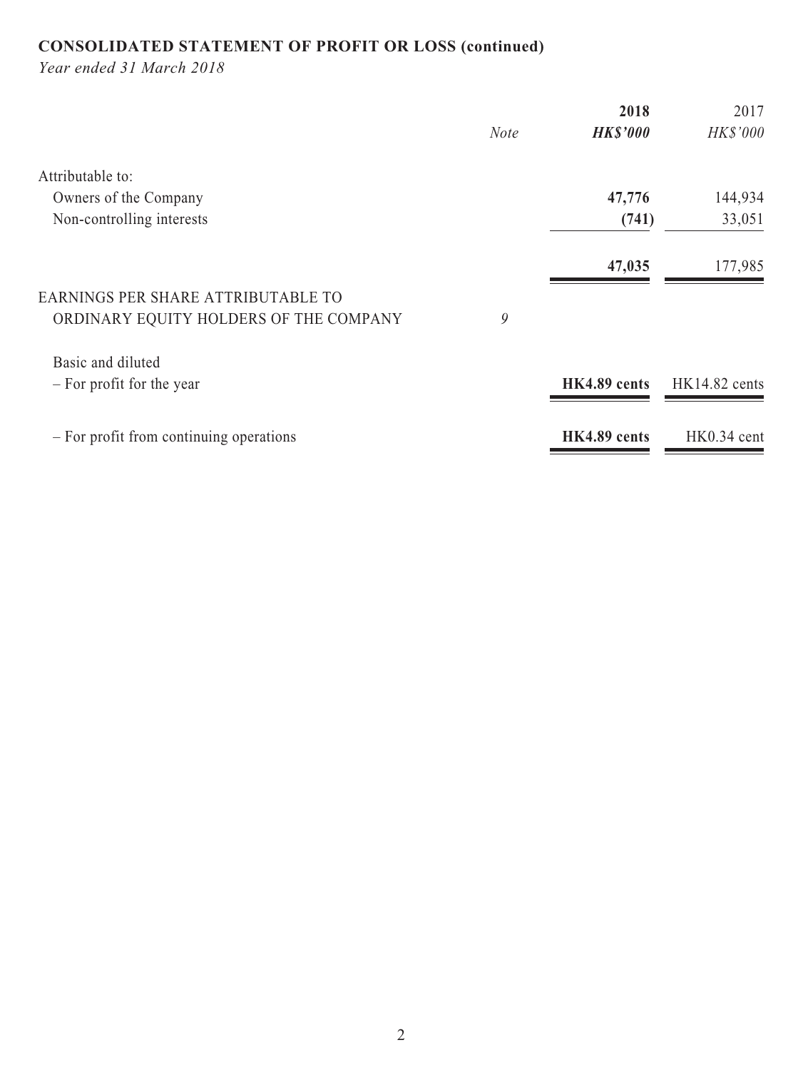**CONSOLIDATED STATEMENT OF PROFIT OR LOSS (continued)**

*Year ended 31 March 2018*

| | *Note* | **2018** | 2017 |
|---|---|---|---|
| | | ***HK$'000*** | *HK$'000* |
| Attributable to: | | | |
| Owners of the Company | | **47,776** | 144,934 |
| Non-controlling interests | | **(741)** | 33,051 |
| | | **47,035** | 177,985 |
| EARNINGS PER SHARE ATTRIBUTABLE TO ORDINARY EQUITY HOLDERS OF THE COMPANY | 9 | | |
| Basic and diluted | | | |
| – For profit for the year | | **HK4.89 cents** | HK14.82 cents |
| – For profit from continuing operations | | **HK4.89 cents** | HK0.34 cent |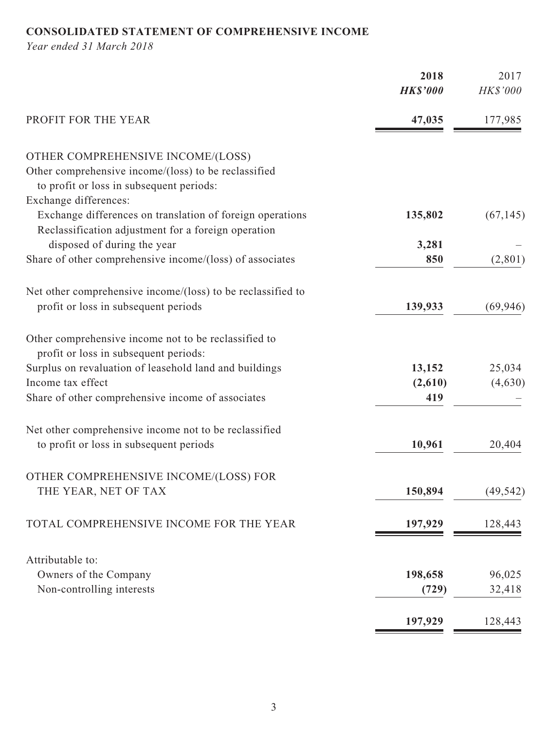**CONSOLIDATED STATEMENT OF COMPREHENSIVE INCOME**

*Year ended 31 March 2018*

| | **2018** | 2017 |
|---|---|---|
| | ***HK$'000*** | *HK$'000* |
| PROFIT FOR THE YEAR | **47,035** | 177,985 |
| OTHER COMPREHENSIVE INCOME/(LOSS) | | |
| Other comprehensive income/(loss) to be reclassified to profit or loss in subsequent periods: | | |
| Exchange differences: | | |
| Exchange differences on translation of foreign operations | **135,802** | (67,145) |
| Reclassification adjustment for a foreign operation disposed of during the year | **3,281** | – |
| Share of other comprehensive income/(loss) of associates | **850** | (2,801) |
| Net other comprehensive income/(loss) to be reclassified to profit or loss in subsequent periods | **139,933** | (69,946) |
| Other comprehensive income not to be reclassified to profit or loss in subsequent periods: | | |
| Surplus on revaluation of leasehold land and buildings | **13,152** | 25,034 |
| Income tax effect | **(2,610)** | (4,630) |
| Share of other comprehensive income of associates | **419** | – |
| Net other comprehensive income not to be reclassified to profit or loss in subsequent periods | **10,961** | 20,404 |
| OTHER COMPREHENSIVE INCOME/(LOSS) FOR THE YEAR, NET OF TAX | **150,894** | (49,542) |
| TOTAL COMPREHENSIVE INCOME FOR THE YEAR | **197,929** | 128,443 |
| Attributable to: | | |
| Owners of the Company | **198,658** | 96,025 |
| Non-controlling interests | **(729)** | 32,418 |
| | **197,929** | 128,443 |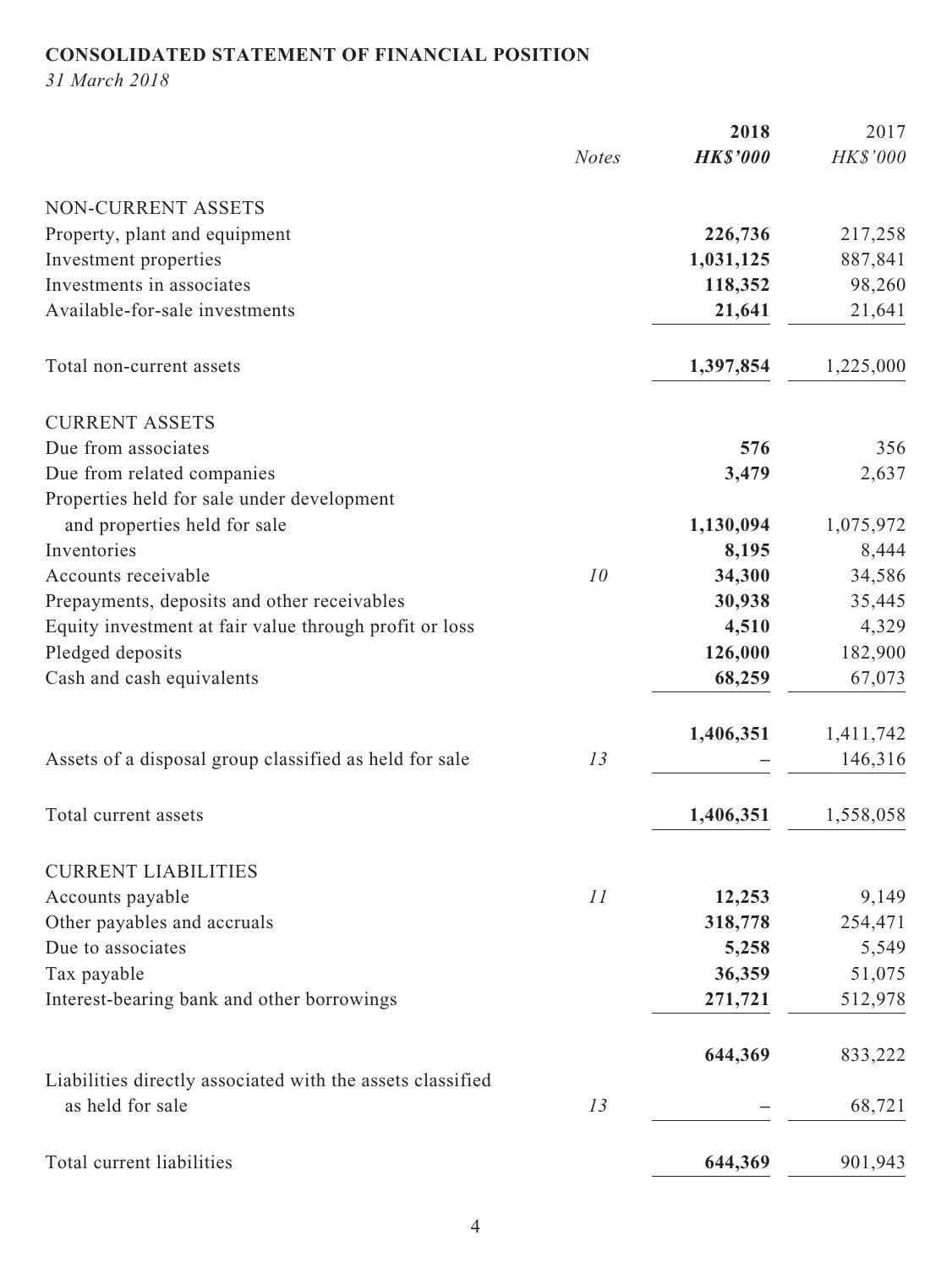**CONSOLIDATED STATEMENT OF FINANCIAL POSITION**

*31 March 2018*

| | Notes | 2018 HK$'000 | 2017 HK$'000 |
|---|---|---|---|
| NON-CURRENT ASSETS | | | |
| Property, plant and equipment | | **226,736** | 217,258 |
| Investment properties | | **1,031,125** | 887,841 |
| Investments in associates | | **118,352** | 98,260 |
| Available-for-sale investments | | **21,641** | 21,641 |
| Total non-current assets | | **1,397,854** | 1,225,000 |
| CURRENT ASSETS | | | |
| Due from associates | | **576** | 356 |
| Due from related companies | | **3,479** | 2,637 |
| Properties held for sale under development and properties held for sale | | **1,130,094** | 1,075,972 |
| Inventories | | **8,195** | 8,444 |
| Accounts receivable | 10 | **34,300** | 34,586 |
| Prepayments, deposits and other receivables | | **30,938** | 35,445 |
| Equity investment at fair value through profit or loss | | **4,510** | 4,329 |
| Pledged deposits | | **126,000** | 182,900 |
| Cash and cash equivalents | | **68,259** | 67,073 |
| | | **1,406,351** | 1,411,742 |
| Assets of a disposal group classified as held for sale | 13 | **–** | 146,316 |
| Total current assets | | **1,406,351** | 1,558,058 |
| CURRENT LIABILITIES | | | |
| Accounts payable | 11 | **12,253** | 9,149 |
| Other payables and accruals | | **318,778** | 254,471 |
| Due to associates | | **5,258** | 5,549 |
| Tax payable | | **36,359** | 51,075 |
| Interest-bearing bank and other borrowings | | **271,721** | 512,978 |
| | | **644,369** | 833,222 |
| Liabilities directly associated with the assets classified as held for sale | 13 | **–** | 68,721 |
| Total current liabilities | | **644,369** | 901,943 |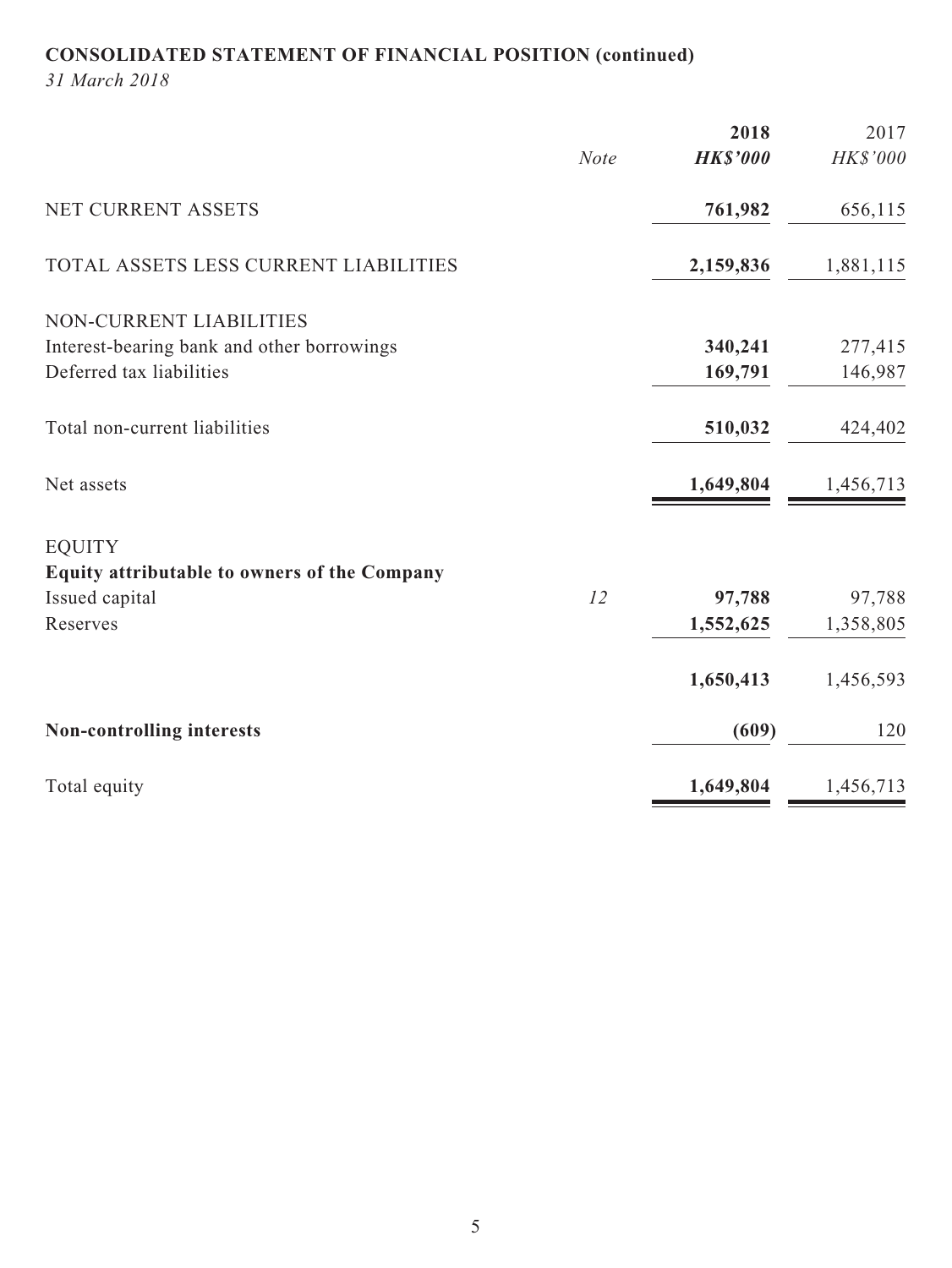**CONSOLIDATED STATEMENT OF FINANCIAL POSITION (continued)**

*31 March 2018*

| | *Note* | **2018** **HK$'000** | 2017 HK$'000 |
|---|---|---|---|
| NET CURRENT ASSETS | | **761,982** | 656,115 |
| TOTAL ASSETS LESS CURRENT LIABILITIES | | **2,159,836** | 1,881,115 |
| NON-CURRENT LIABILITIES | | | |
| Interest-bearing bank and other borrowings | | **340,241** | 277,415 |
| Deferred tax liabilities | | **169,791** | 146,987 |
| Total non-current liabilities | | **510,032** | 424,402 |
| Net assets | | **1,649,804** | 1,456,713 |
| EQUITY | | | |
| **Equity attributable to owners of the Company** | | | |
| Issued capital | *12* | **97,788** | 97,788 |
| Reserves | | **1,552,625** | 1,358,805 |
| | | **1,650,413** | 1,456,593 |
| **Non-controlling interests** | | **(609)** | 120 |
| Total equity | | **1,649,804** | 1,456,713 |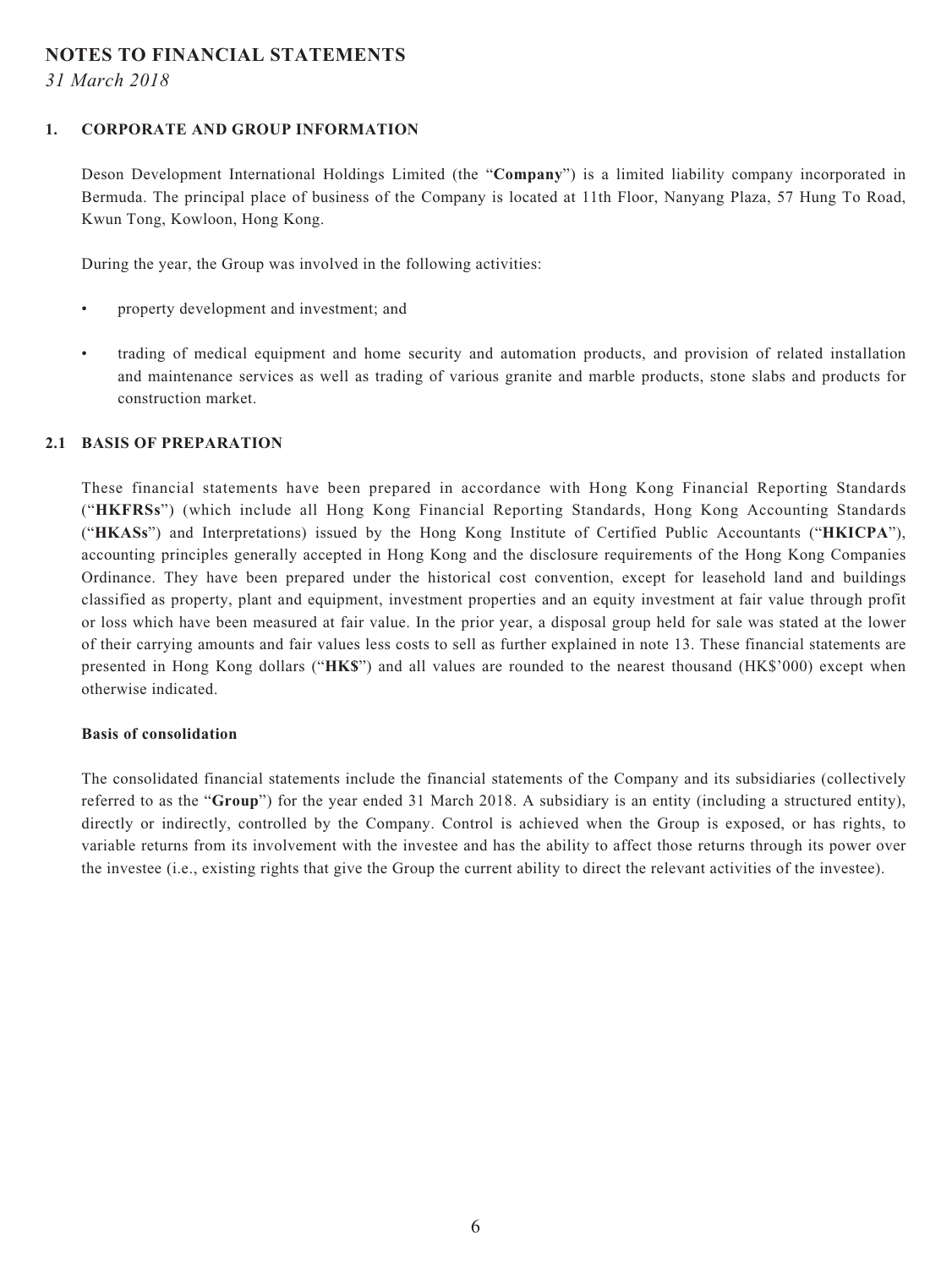# NOTES TO FINANCIAL STATEMENTS

*31 March 2018*

## 1. CORPORATE AND GROUP INFORMATION

Deson Development International Holdings Limited (the "**Company**") is a limited liability company incorporated in Bermuda. The principal place of business of the Company is located at 11th Floor, Nanyang Plaza, 57 Hung To Road, Kwun Tong, Kowloon, Hong Kong.

During the year, the Group was involved in the following activities:

- property development and investment; and
- trading of medical equipment and home security and automation products, and provision of related installation and maintenance services as well as trading of various granite and marble products, stone slabs and products for construction market.

## 2.1 BASIS OF PREPARATION

These financial statements have been prepared in accordance with Hong Kong Financial Reporting Standards ("**HKFRSs**") (which include all Hong Kong Financial Reporting Standards, Hong Kong Accounting Standards ("**HKASs**") and Interpretations) issued by the Hong Kong Institute of Certified Public Accountants ("**HKICPA**"), accounting principles generally accepted in Hong Kong and the disclosure requirements of the Hong Kong Companies Ordinance. They have been prepared under the historical cost convention, except for leasehold land and buildings classified as property, plant and equipment, investment properties and an equity investment at fair value through profit or loss which have been measured at fair value. In the prior year, a disposal group held for sale was stated at the lower of their carrying amounts and fair values less costs to sell as further explained in note 13. These financial statements are presented in Hong Kong dollars ("**HK$**") and all values are rounded to the nearest thousand (HK$'000) except when otherwise indicated.

### Basis of consolidation

The consolidated financial statements include the financial statements of the Company and its subsidiaries (collectively referred to as the "**Group**") for the year ended 31 March 2018. A subsidiary is an entity (including a structured entity), directly or indirectly, controlled by the Company. Control is achieved when the Group is exposed, or has rights, to variable returns from its involvement with the investee and has the ability to affect those returns through its power over the investee (i.e., existing rights that give the Group the current ability to direct the relevant activities of the investee).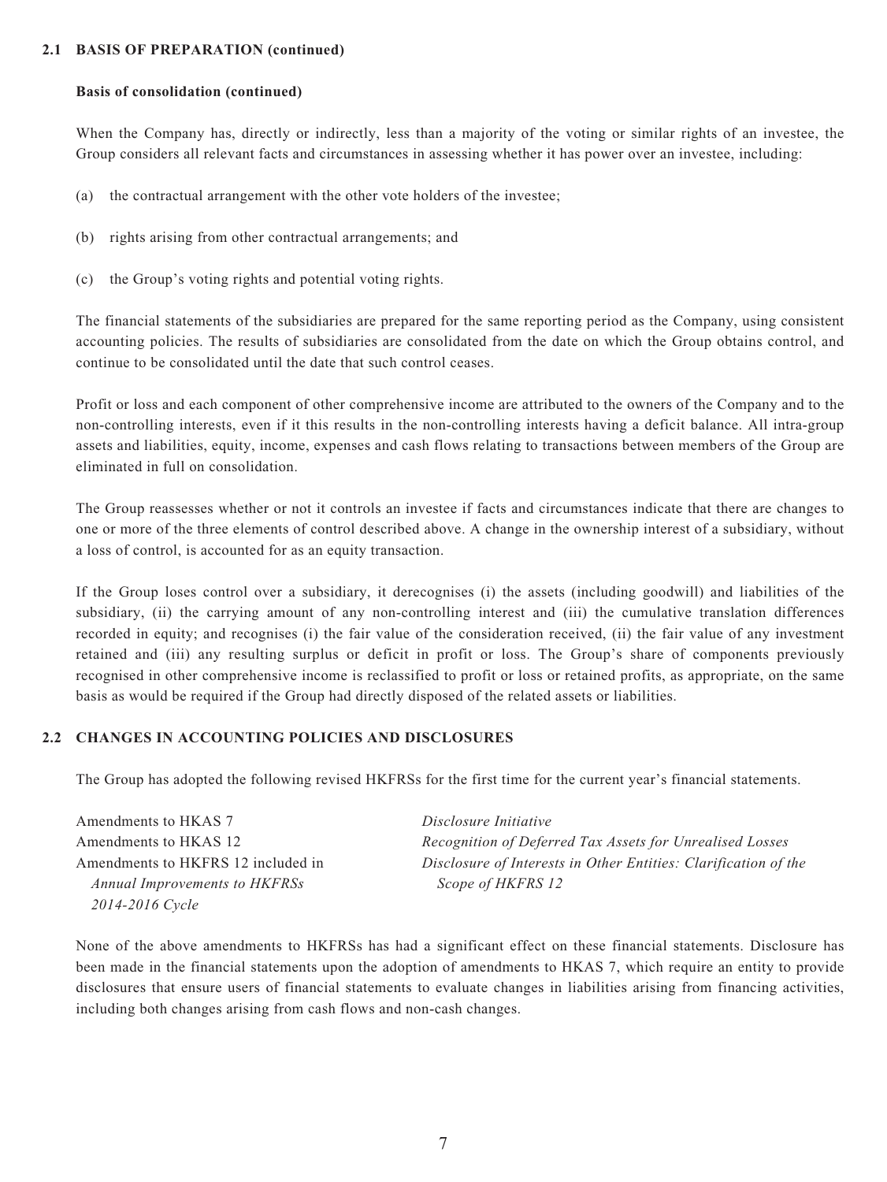### 2.1 BASIS OF PREPARATION (continued)

**Basis of consolidation (continued)**

When the Company has, directly or indirectly, less than a majority of the voting or similar rights of an investee, the Group considers all relevant facts and circumstances in assessing whether it has power over an investee, including:

(a) the contractual arrangement with the other vote holders of the investee;

(b) rights arising from other contractual arrangements; and

(c) the Group's voting rights and potential voting rights.

The financial statements of the subsidiaries are prepared for the same reporting period as the Company, using consistent accounting policies. The results of subsidiaries are consolidated from the date on which the Group obtains control, and continue to be consolidated until the date that such control ceases.

Profit or loss and each component of other comprehensive income are attributed to the owners of the Company and to the non-controlling interests, even if it this results in the non-controlling interests having a deficit balance. All intra-group assets and liabilities, equity, income, expenses and cash flows relating to transactions between members of the Group are eliminated in full on consolidation.

The Group reassesses whether or not it controls an investee if facts and circumstances indicate that there are changes to one or more of the three elements of control described above. A change in the ownership interest of a subsidiary, without a loss of control, is accounted for as an equity transaction.

If the Group loses control over a subsidiary, it derecognises (i) the assets (including goodwill) and liabilities of the subsidiary, (ii) the carrying amount of any non-controlling interest and (iii) the cumulative translation differences recorded in equity; and recognises (i) the fair value of the consideration received, (ii) the fair value of any investment retained and (iii) any resulting surplus or deficit in profit or loss. The Group's share of components previously recognised in other comprehensive income is reclassified to profit or loss or retained profits, as appropriate, on the same basis as would be required if the Group had directly disposed of the related assets or liabilities.

### 2.2 CHANGES IN ACCOUNTING POLICIES AND DISCLOSURES

The Group has adopted the following revised HKFRSs for the first time for the current year's financial statements.

| | |
|---|---|
| Amendments to HKAS 7 | *Disclosure Initiative* |
| Amendments to HKAS 12 | *Recognition of Deferred Tax Assets for Unrealised Losses* |
| Amendments to HKFRS 12 included in *Annual Improvements to HKFRSs 2014-2016 Cycle* | *Disclosure of Interests in Other Entities: Clarification of the Scope of HKFRS 12* |

None of the above amendments to HKFRSs has had a significant effect on these financial statements. Disclosure has been made in the financial statements upon the adoption of amendments to HKAS 7, which require an entity to provide disclosures that ensure users of financial statements to evaluate changes in liabilities arising from financing activities, including both changes arising from cash flows and non-cash changes.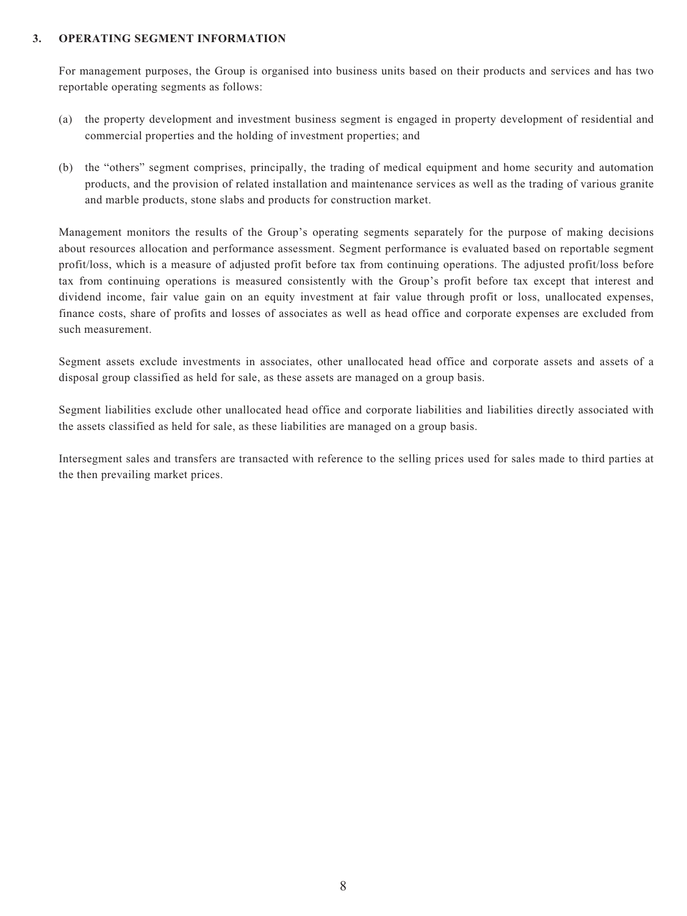## 3. OPERATING SEGMENT INFORMATION

For management purposes, the Group is organised into business units based on their products and services and has two reportable operating segments as follows:

(a) the property development and investment business segment is engaged in property development of residential and commercial properties and the holding of investment properties; and

(b) the "others" segment comprises, principally, the trading of medical equipment and home security and automation products, and the provision of related installation and maintenance services as well as the trading of various granite and marble products, stone slabs and products for construction market.

Management monitors the results of the Group's operating segments separately for the purpose of making decisions about resources allocation and performance assessment. Segment performance is evaluated based on reportable segment profit/loss, which is a measure of adjusted profit before tax from continuing operations. The adjusted profit/loss before tax from continuing operations is measured consistently with the Group's profit before tax except that interest and dividend income, fair value gain on an equity investment at fair value through profit or loss, unallocated expenses, finance costs, share of profits and losses of associates as well as head office and corporate expenses are excluded from such measurement.

Segment assets exclude investments in associates, other unallocated head office and corporate assets and assets of a disposal group classified as held for sale, as these assets are managed on a group basis.

Segment liabilities exclude other unallocated head office and corporate liabilities and liabilities directly associated with the assets classified as held for sale, as these liabilities are managed on a group basis.

Intersegment sales and transfers are transacted with reference to the selling prices used for sales made to third parties at the then prevailing market prices.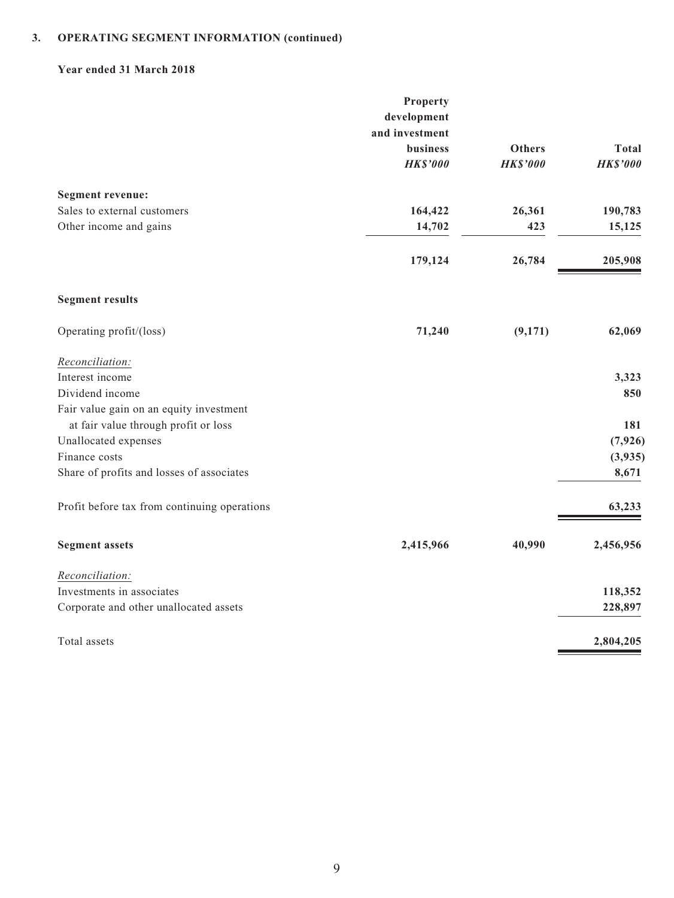## 3. OPERATING SEGMENT INFORMATION (continued)

### Year ended 31 March 2018

| | Property development and investment business *HK$'000* | Others *HK$'000* | Total *HK$'000* |
|---|---|---|---|
| **Segment revenue:** | | | |
| Sales to external customers | **164,422** | **26,361** | **190,783** |
| Other income and gains | **14,702** | **423** | **15,125** |
| | **179,124** | **26,784** | **205,908** |
| **Segment results** | | | |
| Operating profit/(loss) | **71,240** | **(9,171)** | **62,069** |
| *Reconciliation:* | | | |
| Interest income | | | **3,323** |
| Dividend income | | | **850** |
| Fair value gain on an equity investment at fair value through profit or loss | | | **181** |
| Unallocated expenses | | | **(7,926)** |
| Finance costs | | | **(3,935)** |
| Share of profits and losses of associates | | | **8,671** |
| Profit before tax from continuing operations | | | **63,233** |
| **Segment assets** | **2,415,966** | **40,990** | **2,456,956** |
| *Reconciliation:* | | | |
| Investments in associates | | | **118,352** |
| Corporate and other unallocated assets | | | **228,897** |
| Total assets | | | **2,804,205** |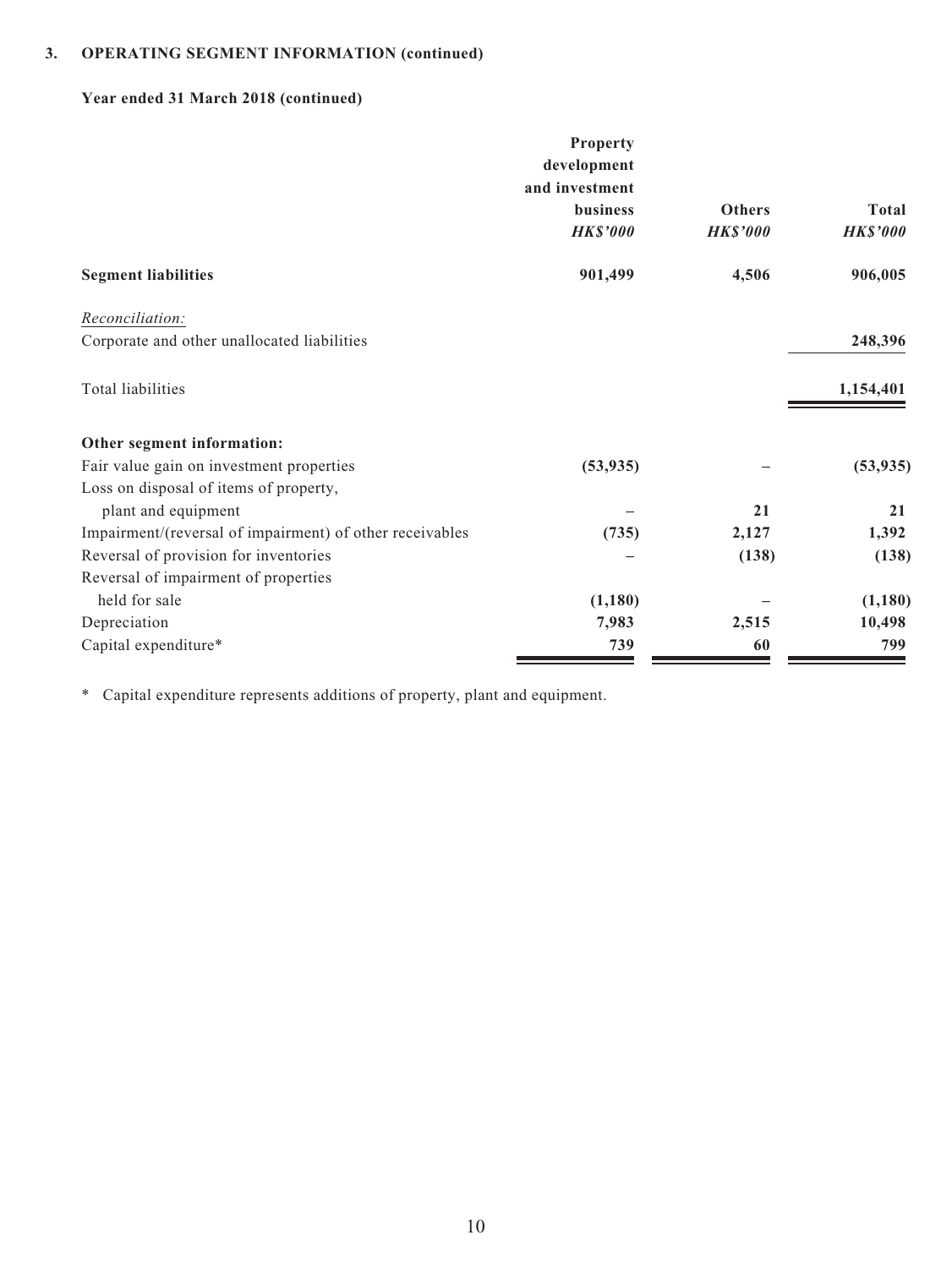### 3. OPERATING SEGMENT INFORMATION (continued)

**Year ended 31 March 2018 (continued)**

| | Property development and investment business *HK$'000* | Others *HK$'000* | Total *HK$'000* |
|---|---|---|---|
| **Segment liabilities** | **901,499** | **4,506** | **906,005** |
| *Reconciliation:* | | | |
| Corporate and other unallocated liabilities | | | **248,396** |
| Total liabilities | | | **1,154,401** |
| **Other segment information:** | | | |
| Fair value gain on investment properties | **(53,935)** | – | **(53,935)** |
| Loss on disposal of items of property, plant and equipment | – | **21** | **21** |
| Impairment/(reversal of impairment) of other receivables | **(735)** | **2,127** | **1,392** |
| Reversal of provision for inventories | – | **(138)** | **(138)** |
| Reversal of impairment of properties held for sale | **(1,180)** | – | **(1,180)** |
| Depreciation | **7,983** | **2,515** | **10,498** |
| Capital expenditure* | **739** | **60** | **799** |

\* Capital expenditure represents additions of property, plant and equipment.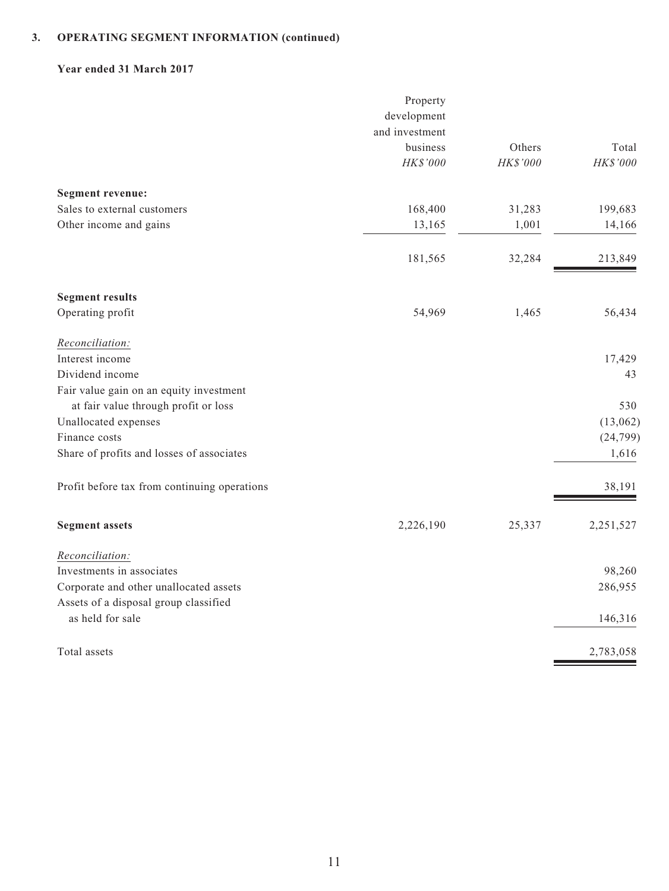## 3. OPERATING SEGMENT INFORMATION (continued)

### Year ended 31 March 2017

| | Property development and investment business | Others | Total |
|---|---|---|---|
| | *HK$'000* | *HK$'000* | *HK$'000* |
| **Segment revenue:** | | | |
| Sales to external customers | 168,400 | 31,283 | 199,683 |
| Other income and gains | 13,165 | 1,001 | 14,166 |
| | 181,565 | 32,284 | 213,849 |
| **Segment results** | | | |
| Operating profit | 54,969 | 1,465 | 56,434 |
| *Reconciliation:* | | | |
| Interest income | | | 17,429 |
| Dividend income | | | 43 |
| Fair value gain on an equity investment at fair value through profit or loss | | | 530 |
| Unallocated expenses | | | (13,062) |
| Finance costs | | | (24,799) |
| Share of profits and losses of associates | | | 1,616 |
| Profit before tax from continuing operations | | | 38,191 |
| **Segment assets** | 2,226,190 | 25,337 | 2,251,527 |
| *Reconciliation:* | | | |
| Investments in associates | | | 98,260 |
| Corporate and other unallocated assets | | | 286,955 |
| Assets of a disposal group classified as held for sale | | | 146,316 |
| Total assets | | | 2,783,058 |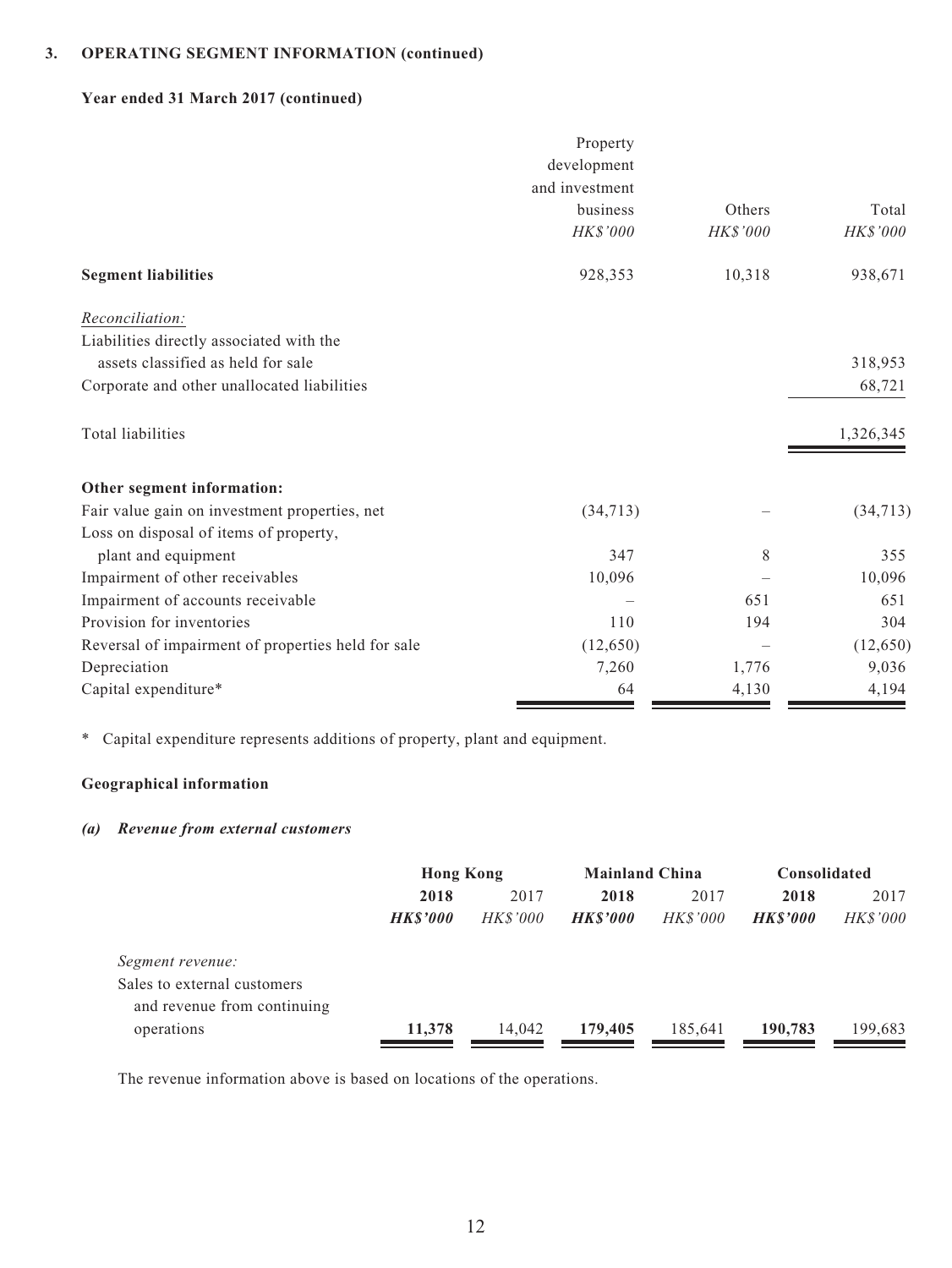### 3. OPERATING SEGMENT INFORMATION (continued)

#### Year ended 31 March 2017 (continued)

| | Property development and investment business HK$'000 | Others HK$'000 | Total HK$'000 |
|---|---|---|---|
| **Segment liabilities** | 928,353 | 10,318 | 938,671 |
| *Reconciliation:* | | | |
| Liabilities directly associated with the assets classified as held for sale | | | 318,953 |
| Corporate and other unallocated liabilities | | | 68,721 |
| Total liabilities | | | 1,326,345 |
| **Other segment information:** | | | |
| Fair value gain on investment properties, net | (34,713) | – | (34,713) |
| Loss on disposal of items of property, plant and equipment | 347 | 8 | 355 |
| Impairment of other receivables | 10,096 | – | 10,096 |
| Impairment of accounts receivable | – | 651 | 651 |
| Provision for inventories | 110 | 194 | 304 |
| Reversal of impairment of properties held for sale | (12,650) | – | (12,650) |
| Depreciation | 7,260 | 1,776 | 9,036 |
| Capital expenditure* | 64 | 4,130 | 4,194 |

\* Capital expenditure represents additions of property, plant and equipment.

#### Geographical information

##### *(a) Revenue from external customers*

| | Hong Kong | | Mainland China | | Consolidated | |
|---|---|---|---|---|---|---|
| | **2018** | 2017 | **2018** | 2017 | **2018** | 2017 |
| | ***HK$'000*** | *HK$'000* | ***HK$'000*** | *HK$'000* | ***HK$'000*** | *HK$'000* |
| *Segment revenue:* | | | | | | |
| Sales to external customers and revenue from continuing operations | **11,378** | 14,042 | **179,405** | 185,641 | **190,783** | 199,683 |

The revenue information above is based on locations of the operations.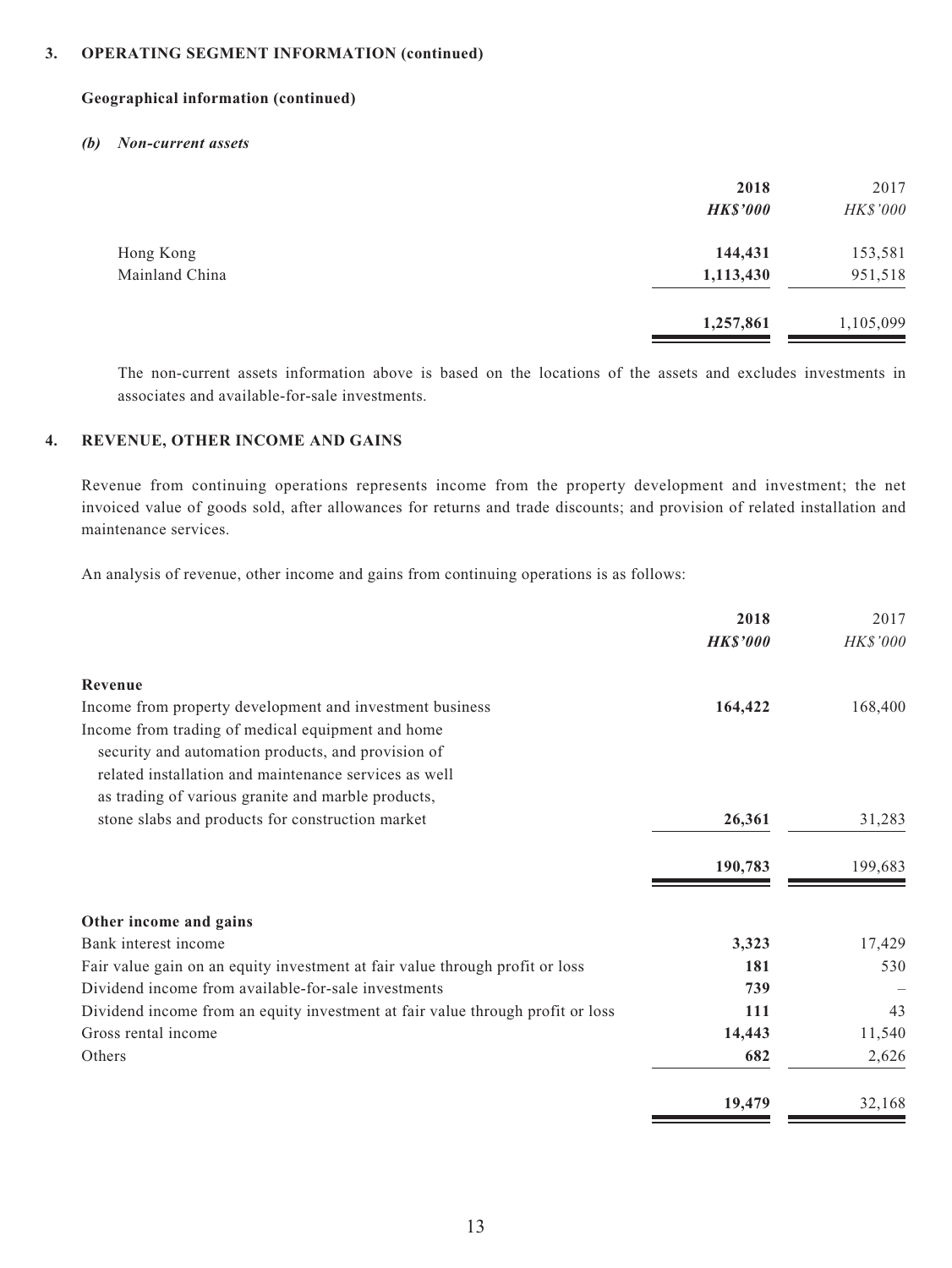## 3. OPERATING SEGMENT INFORMATION (continued)

### Geographical information (continued)

#### *(b) Non-current assets*

| | 2018 | 2017 |
|---|---|---|
| | ***HK$'000*** | *HK$'000* |
| Hong Kong | **144,431** | 153,581 |
| Mainland China | **1,113,430** | 951,518 |
| | **1,257,861** | 1,105,099 |

The non-current assets information above is based on the locations of the assets and excludes investments in associates and available-for-sale investments.

## 4. REVENUE, OTHER INCOME AND GAINS

Revenue from continuing operations represents income from the property development and investment; the net invoiced value of goods sold, after allowances for returns and trade discounts; and provision of related installation and maintenance services.

An analysis of revenue, other income and gains from continuing operations is as follows:

| | 2018 | 2017 |
|---|---|---|
| | ***HK$'000*** | *HK$'000* |
| **Revenue** | | |
| Income from property development and investment business | **164,422** | 168,400 |
| Income from trading of medical equipment and home security and automation products, and provision of related installation and maintenance services as well as trading of various granite and marble products, stone slabs and products for construction market | **26,361** | 31,283 |
| | **190,783** | 199,683 |
| **Other income and gains** | | |
| Bank interest income | **3,323** | 17,429 |
| Fair value gain on an equity investment at fair value through profit or loss | **181** | 530 |
| Dividend income from available-for-sale investments | **739** | – |
| Dividend income from an equity investment at fair value through profit or loss | **111** | 43 |
| Gross rental income | **14,443** | 11,540 |
| Others | **682** | 2,626 |
| | **19,479** | 32,168 |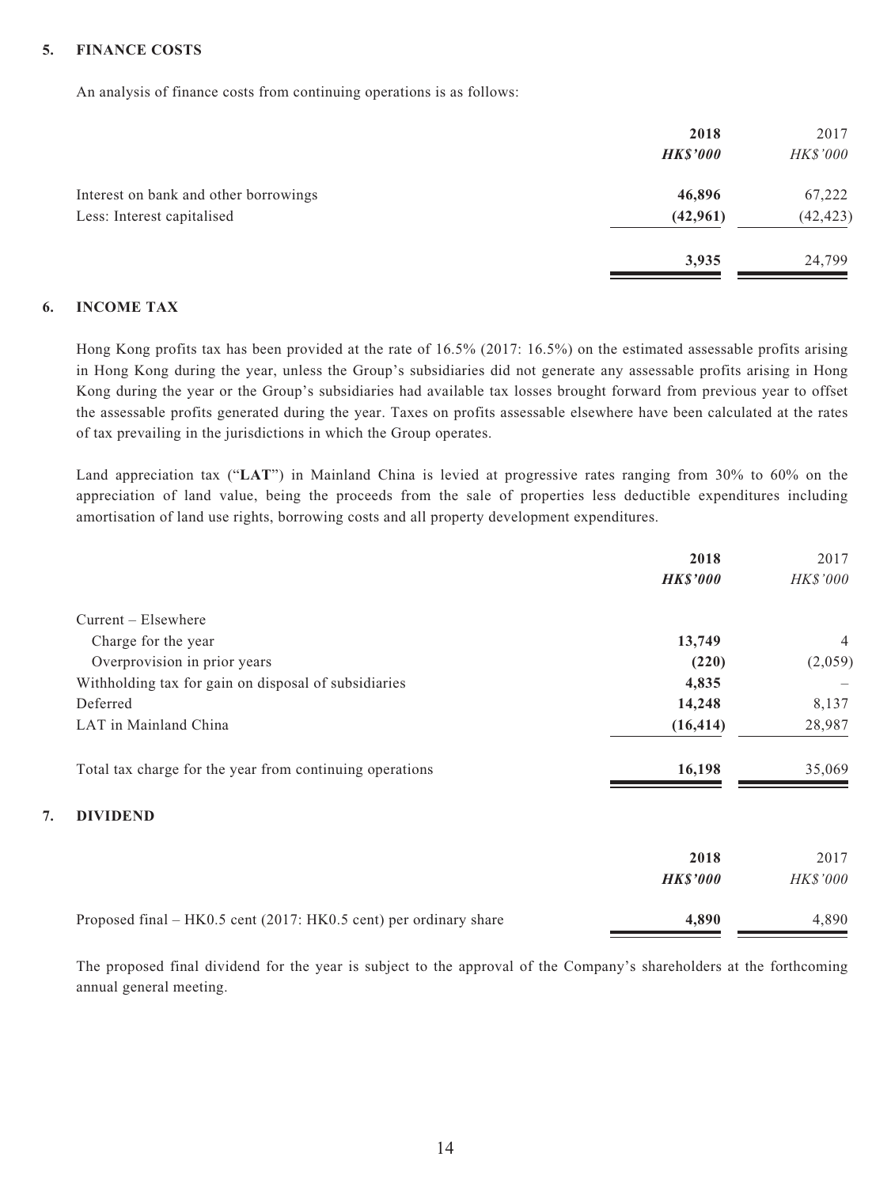## 5. FINANCE COSTS

An analysis of finance costs from continuing operations is as follows:

| | **2018** | 2017 |
|---|---|---|
| | ***HK$'000*** | *HK$'000* |
| Interest on bank and other borrowings | **46,896** | 67,222 |
| Less: Interest capitalised | **(42,961)** | (42,423) |
| | **3,935** | 24,799 |

## 6. INCOME TAX

Hong Kong profits tax has been provided at the rate of 16.5% (2017: 16.5%) on the estimated assessable profits arising in Hong Kong during the year, unless the Group's subsidiaries did not generate any assessable profits arising in Hong Kong during the year or the Group's subsidiaries had available tax losses brought forward from previous year to offset the assessable profits generated during the year. Taxes on profits assessable elsewhere have been calculated at the rates of tax prevailing in the jurisdictions in which the Group operates.

Land appreciation tax ("**LAT**") in Mainland China is levied at progressive rates ranging from 30% to 60% on the appreciation of land value, being the proceeds from the sale of properties less deductible expenditures including amortisation of land use rights, borrowing costs and all property development expenditures.

| | **2018** | 2017 |
|---|---|---|
| | ***HK$'000*** | *HK$'000* |
| Current – Elsewhere | | |
| Charge for the year | **13,749** | 4 |
| Overprovision in prior years | **(220)** | (2,059) |
| Withholding tax for gain on disposal of subsidiaries | **4,835** | – |
| Deferred | **14,248** | 8,137 |
| LAT in Mainland China | **(16,414)** | 28,987 |
| Total tax charge for the year from continuing operations | **16,198** | 35,069 |

## 7. DIVIDEND

| | **2018** | 2017 |
|---|---|---|
| | ***HK$'000*** | *HK$'000* |
| Proposed final – HK0.5 cent (2017: HK0.5 cent) per ordinary share | **4,890** | 4,890 |

The proposed final dividend for the year is subject to the approval of the Company's shareholders at the forthcoming annual general meeting.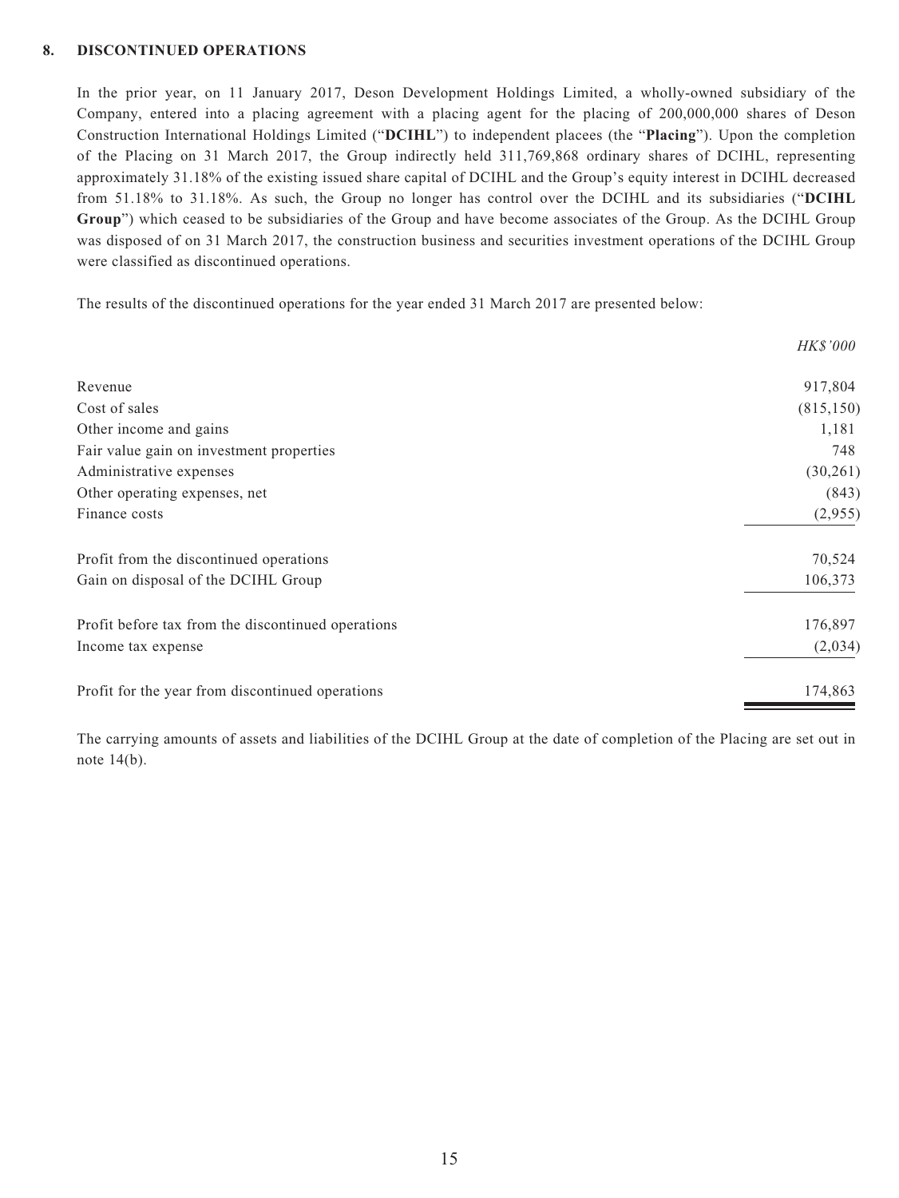## 8. DISCONTINUED OPERATIONS

In the prior year, on 11 January 2017, Deson Development Holdings Limited, a wholly-owned subsidiary of the Company, entered into a placing agreement with a placing agent for the placing of 200,000,000 shares of Deson Construction International Holdings Limited ("**DCIHL**") to independent placees (the "**Placing**"). Upon the completion of the Placing on 31 March 2017, the Group indirectly held 311,769,868 ordinary shares of DCIHL, representing approximately 31.18% of the existing issued share capital of DCIHL and the Group's equity interest in DCIHL decreased from 51.18% to 31.18%. As such, the Group no longer has control over the DCIHL and its subsidiaries ("**DCIHL Group**") which ceased to be subsidiaries of the Group and have become associates of the Group. As the DCIHL Group was disposed of on 31 March 2017, the construction business and securities investment operations of the DCIHL Group were classified as discontinued operations.

The results of the discontinued operations for the year ended 31 March 2017 are presented below:

| | *HK$'000* |
|---|---|
| Revenue | 917,804 |
| Cost of sales | (815,150) |
| Other income and gains | 1,181 |
| Fair value gain on investment properties | 748 |
| Administrative expenses | (30,261) |
| Other operating expenses, net | (843) |
| Finance costs | (2,955) |
| Profit from the discontinued operations | 70,524 |
| Gain on disposal of the DCIHL Group | 106,373 |
| Profit before tax from the discontinued operations | 176,897 |
| Income tax expense | (2,034) |
| Profit for the year from discontinued operations | 174,863 |

The carrying amounts of assets and liabilities of the DCIHL Group at the date of completion of the Placing are set out in note 14(b).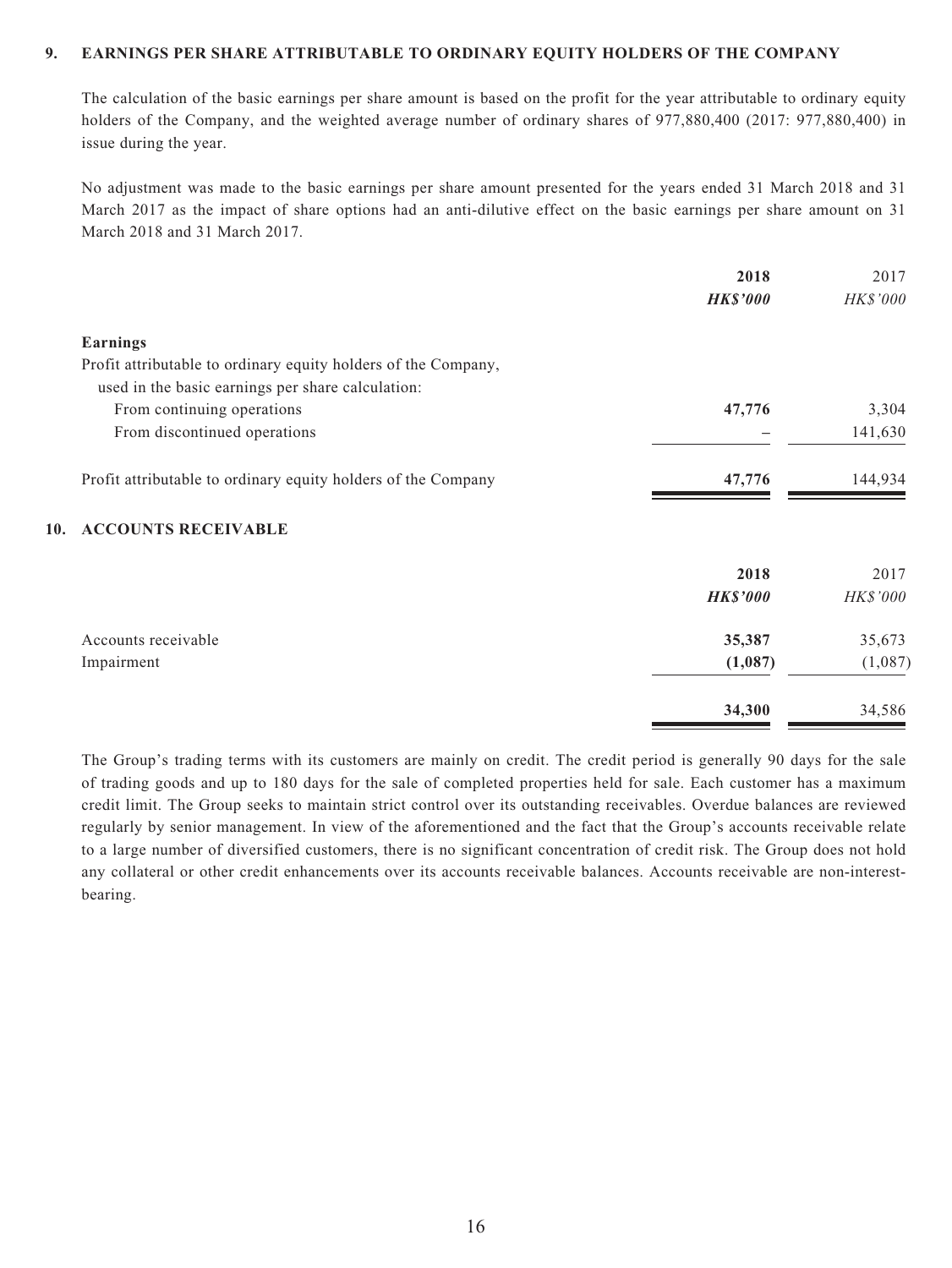## 9. EARNINGS PER SHARE ATTRIBUTABLE TO ORDINARY EQUITY HOLDERS OF THE COMPANY

The calculation of the basic earnings per share amount is based on the profit for the year attributable to ordinary equity holders of the Company, and the weighted average number of ordinary shares of 977,880,400 (2017: 977,880,400) in issue during the year.

No adjustment was made to the basic earnings per share amount presented for the years ended 31 March 2018 and 31 March 2017 as the impact of share options had an anti-dilutive effect on the basic earnings per share amount on 31 March 2018 and 31 March 2017.

| | **2018** | 2017 |
|---|---|---|
| | ***HK$'000*** | *HK$'000* |
| **Earnings** | | |
| Profit attributable to ordinary equity holders of the Company, used in the basic earnings per share calculation: | | |
| From continuing operations | **47,776** | 3,304 |
| From discontinued operations | **–** | 141,630 |
| Profit attributable to ordinary equity holders of the Company | **47,776** | 144,934 |

## 10. ACCOUNTS RECEIVABLE

| | **2018** | 2017 |
|---|---|---|
| | ***HK$'000*** | *HK$'000* |
| Accounts receivable | **35,387** | 35,673 |
| Impairment | **(1,087)** | (1,087) |
| | **34,300** | 34,586 |

The Group's trading terms with its customers are mainly on credit. The credit period is generally 90 days for the sale of trading goods and up to 180 days for the sale of completed properties held for sale. Each customer has a maximum credit limit. The Group seeks to maintain strict control over its outstanding receivables. Overdue balances are reviewed regularly by senior management. In view of the aforementioned and the fact that the Group's accounts receivable relate to a large number of diversified customers, there is no significant concentration of credit risk. The Group does not hold any collateral or other credit enhancements over its accounts receivable balances. Accounts receivable are non-interest-bearing.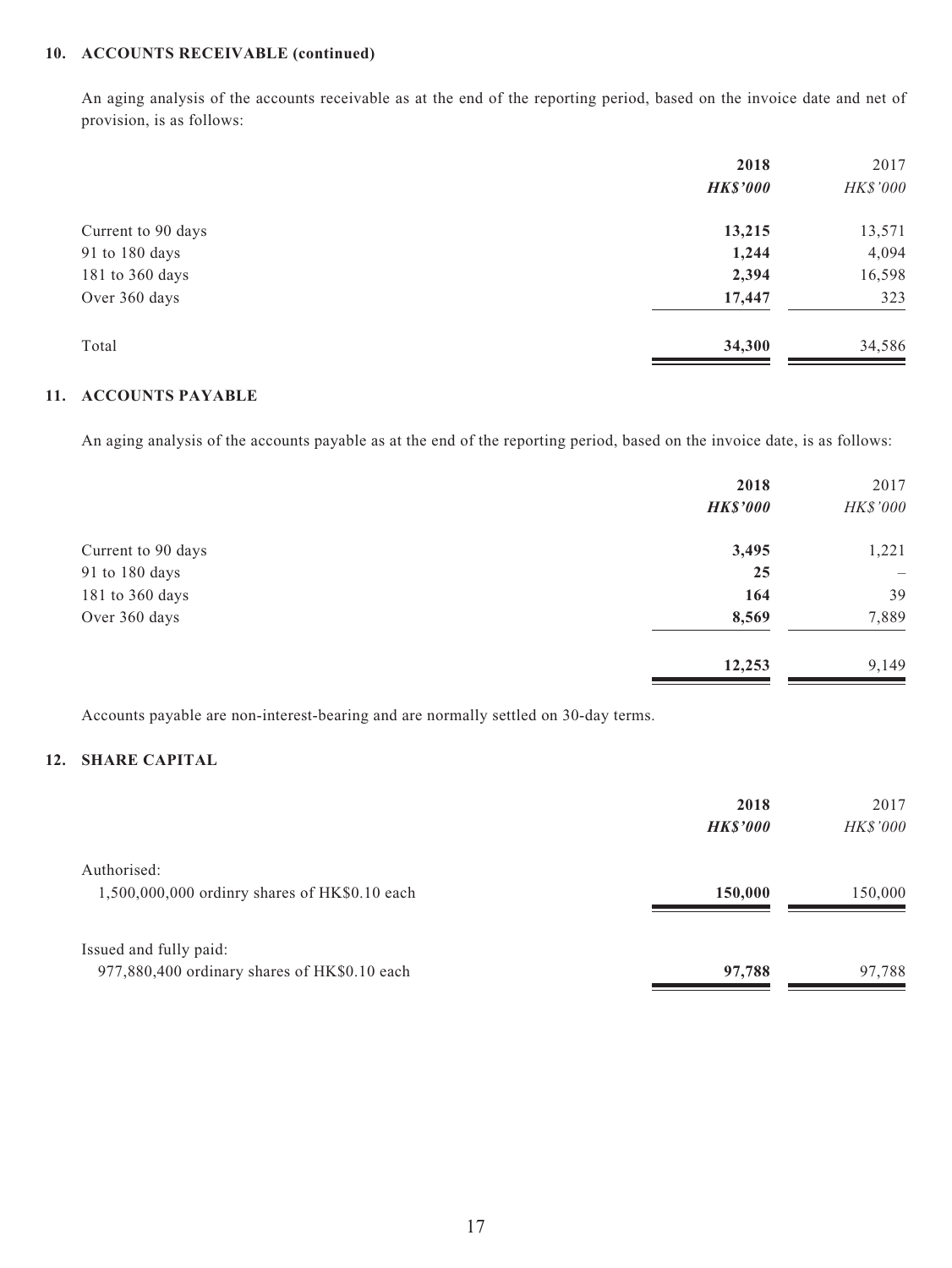## 10. ACCOUNTS RECEIVABLE (continued)

An aging analysis of the accounts receivable as at the end of the reporting period, based on the invoice date and net of provision, is as follows:

| | **2018** | 2017 |
|---|---|---|
| | ***HK$'000*** | *HK$'000* |
| Current to 90 days | **13,215** | 13,571 |
| 91 to 180 days | **1,244** | 4,094 |
| 181 to 360 days | **2,394** | 16,598 |
| Over 360 days | **17,447** | 323 |
| Total | **34,300** | 34,586 |

## 11. ACCOUNTS PAYABLE

An aging analysis of the accounts payable as at the end of the reporting period, based on the invoice date, is as follows:

| | **2018** | 2017 |
|---|---|---|
| | ***HK$'000*** | *HK$'000* |
| Current to 90 days | **3,495** | 1,221 |
| 91 to 180 days | **25** | – |
| 181 to 360 days | **164** | 39 |
| Over 360 days | **8,569** | 7,889 |
| | **12,253** | 9,149 |

Accounts payable are non-interest-bearing and are normally settled on 30-day terms.

## 12. SHARE CAPITAL

| | **2018** | 2017 |
|---|---|---|
| | ***HK$'000*** | *HK$'000* |
| Authorised: | | |
| 1,500,000,000 ordinry shares of HK$0.10 each | **150,000** | 150,000 |
| Issued and fully paid: | | |
| 977,880,400 ordinary shares of HK$0.10 each | **97,788** | 97,788 |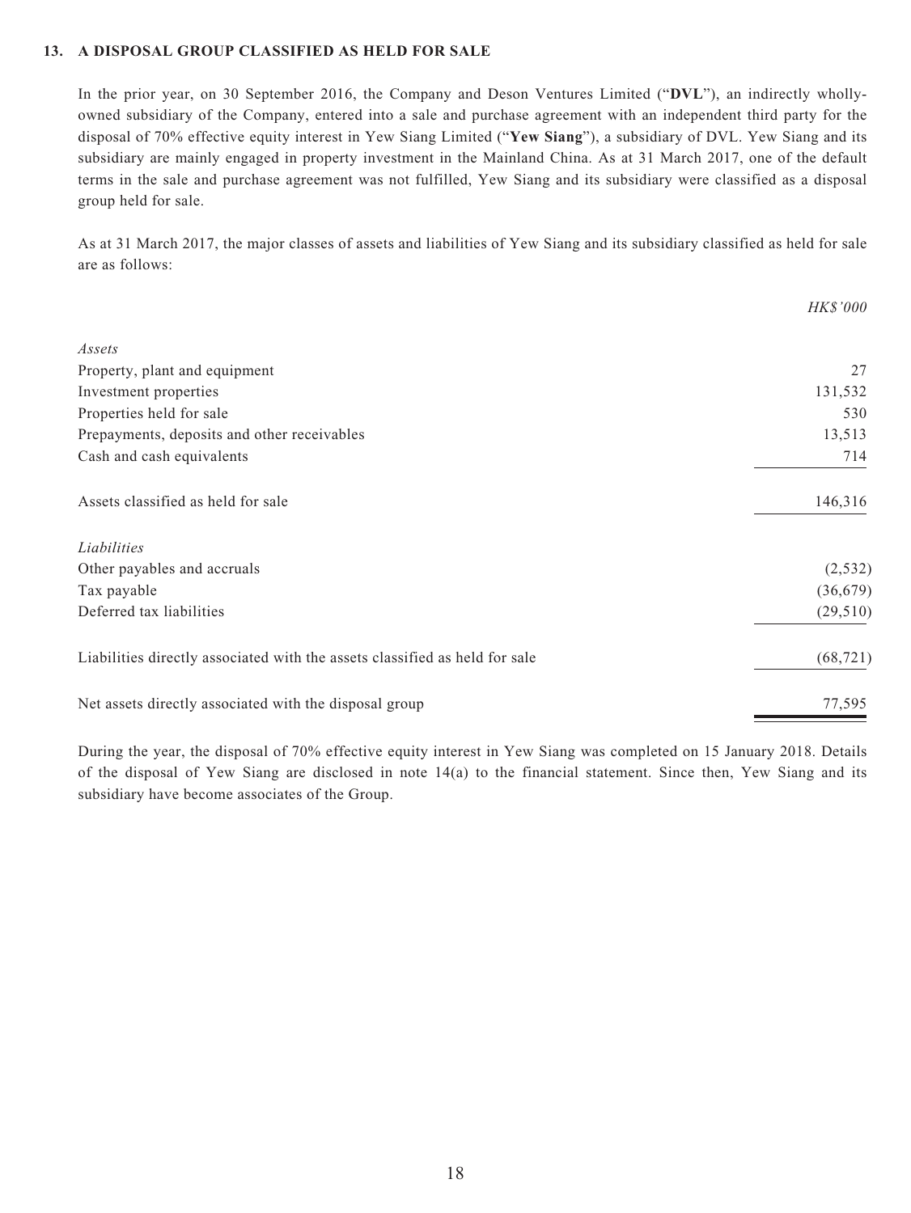## 13. A DISPOSAL GROUP CLASSIFIED AS HELD FOR SALE

In the prior year, on 30 September 2016, the Company and Deson Ventures Limited ("**DVL**"), an indirectly wholly-owned subsidiary of the Company, entered into a sale and purchase agreement with an independent third party for the disposal of 70% effective equity interest in Yew Siang Limited ("**Yew Siang**"), a subsidiary of DVL. Yew Siang and its subsidiary are mainly engaged in property investment in the Mainland China. As at 31 March 2017, one of the default terms in the sale and purchase agreement was not fulfilled, Yew Siang and its subsidiary were classified as a disposal group held for sale.

As at 31 March 2017, the major classes of assets and liabilities of Yew Siang and its subsidiary classified as held for sale are as follows:

| | *HK$'000* |
|---|---|
| *Assets* | |
| Property, plant and equipment | 27 |
| Investment properties | 131,532 |
| Properties held for sale | 530 |
| Prepayments, deposits and other receivables | 13,513 |
| Cash and cash equivalents | 714 |
| Assets classified as held for sale | 146,316 |
| *Liabilities* | |
| Other payables and accruals | (2,532) |
| Tax payable | (36,679) |
| Deferred tax liabilities | (29,510) |
| Liabilities directly associated with the assets classified as held for sale | (68,721) |
| Net assets directly associated with the disposal group | 77,595 |

During the year, the disposal of 70% effective equity interest in Yew Siang was completed on 15 January 2018. Details of the disposal of Yew Siang are disclosed in note 14(a) to the financial statement. Since then, Yew Siang and its subsidiary have become associates of the Group.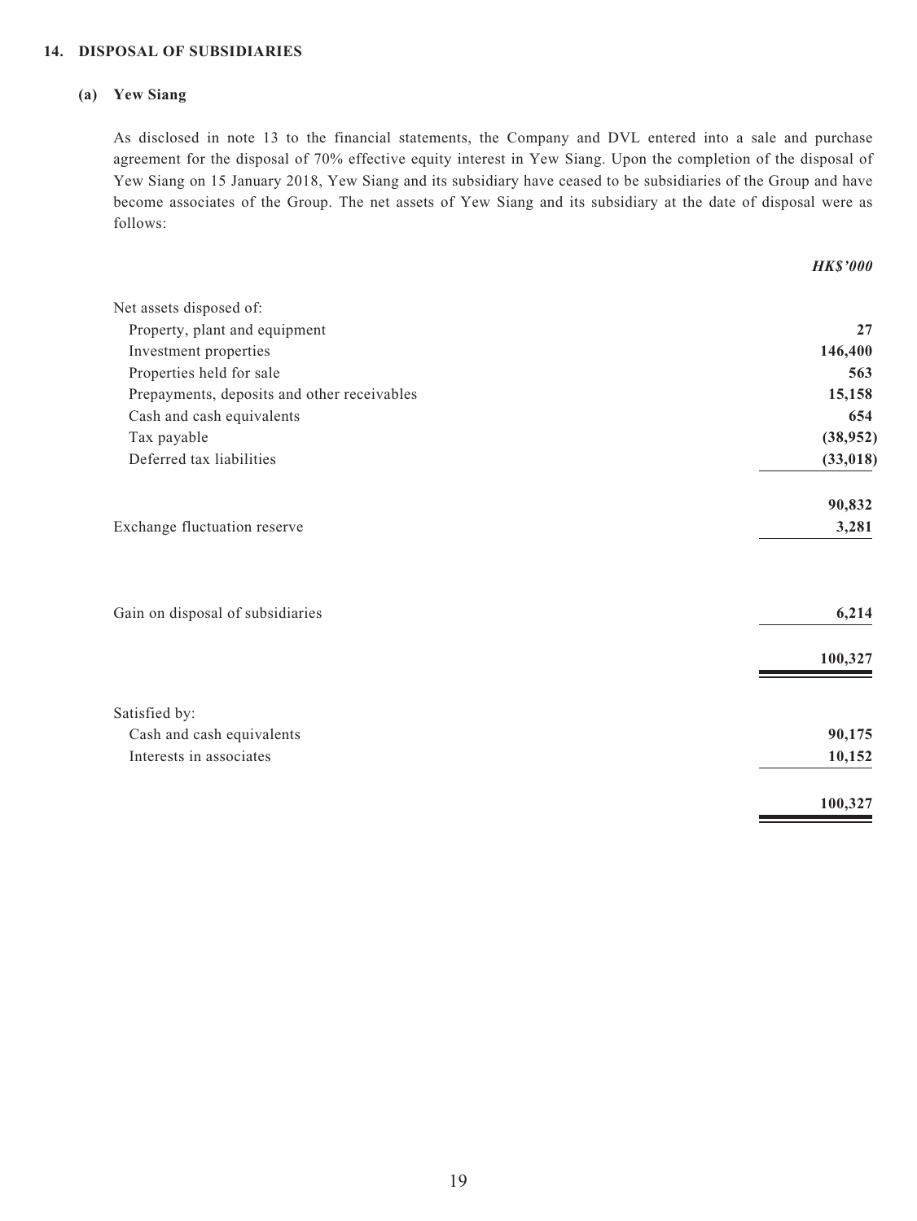## 14. DISPOSAL OF SUBSIDIARIES

### (a) Yew Siang

As disclosed in note 13 to the financial statements, the Company and DVL entered into a sale and purchase agreement for the disposal of 70% effective equity interest in Yew Siang. Upon the completion of the disposal of Yew Siang on 15 January 2018, Yew Siang and its subsidiary have ceased to be subsidiaries of the Group and have become associates of the Group. The net assets of Yew Siang and its subsidiary at the date of disposal were as follows:

| | *HK$'000* |
|---|---|
| Net assets disposed of: | |
| Property, plant and equipment | **27** |
| Investment properties | **146,400** |
| Properties held for sale | **563** |
| Prepayments, deposits and other receivables | **15,158** |
| Cash and cash equivalents | **654** |
| Tax payable | **(38,952)** |
| Deferred tax liabilities | **(33,018)** |
| | **90,832** |
| Exchange fluctuation reserve | **3,281** |
| Gain on disposal of subsidiaries | **6,214** |
| | **100,327** |
| Satisfied by: | |
| Cash and cash equivalents | **90,175** |
| Interests in associates | **10,152** |
| | **100,327** |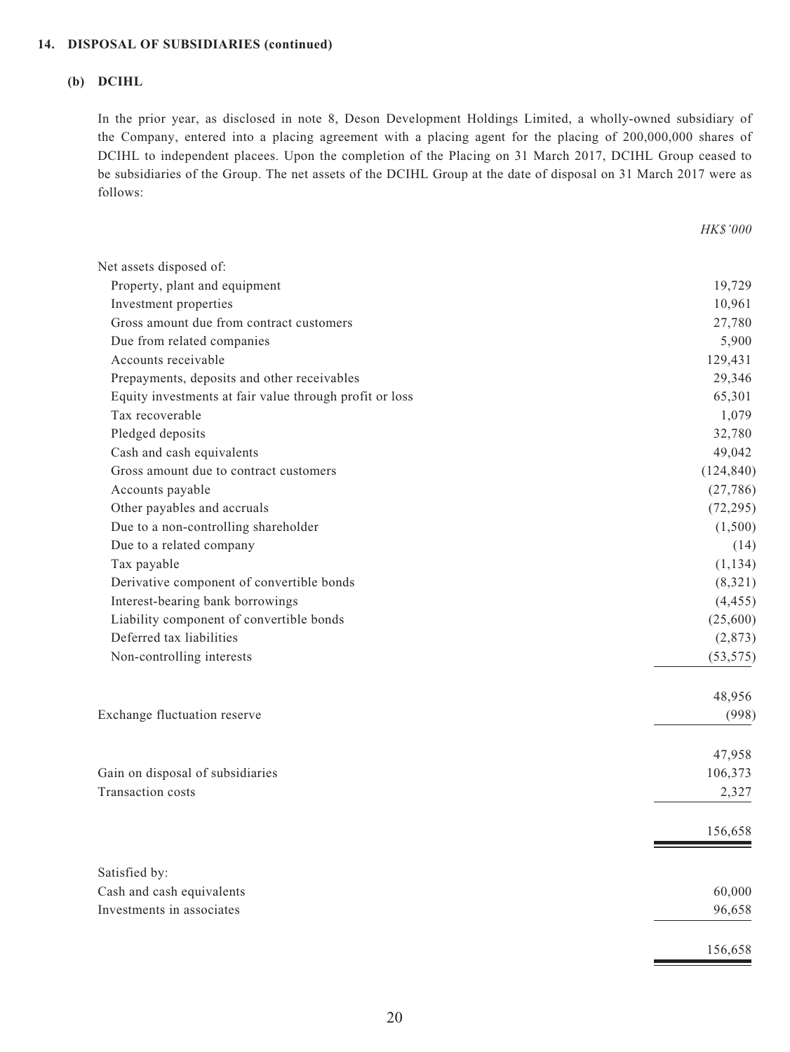#### 14. DISPOSAL OF SUBSIDIARIES (continued)

##### (b) DCIHL

In the prior year, as disclosed in note 8, Deson Development Holdings Limited, a wholly-owned subsidiary of the Company, entered into a placing agreement with a placing agent for the placing of 200,000,000 shares of DCIHL to independent placees. Upon the completion of the Placing on 31 March 2017, DCIHL Group ceased to be subsidiaries of the Group. The net assets of the DCIHL Group at the date of disposal on 31 March 2017 were as follows:

| | *HK$'000* |
|---|---|
| Net assets disposed of: | |
| Property, plant and equipment | 19,729 |
| Investment properties | 10,961 |
| Gross amount due from contract customers | 27,780 |
| Due from related companies | 5,900 |
| Accounts receivable | 129,431 |
| Prepayments, deposits and other receivables | 29,346 |
| Equity investments at fair value through profit or loss | 65,301 |
| Tax recoverable | 1,079 |
| Pledged deposits | 32,780 |
| Cash and cash equivalents | 49,042 |
| Gross amount due to contract customers | (124,840) |
| Accounts payable | (27,786) |
| Other payables and accruals | (72,295) |
| Due to a non-controlling shareholder | (1,500) |
| Due to a related company | (14) |
| Tax payable | (1,134) |
| Derivative component of convertible bonds | (8,321) |
| Interest-bearing bank borrowings | (4,455) |
| Liability component of convertible bonds | (25,600) |
| Deferred tax liabilities | (2,873) |
| Non-controlling interests | (53,575) |
| | 48,956 |
| Exchange fluctuation reserve | (998) |
| | 47,958 |
| Gain on disposal of subsidiaries | 106,373 |
| Transaction costs | 2,327 |
| | 156,658 |
| Satisfied by: | |
| Cash and cash equivalents | 60,000 |
| Investments in associates | 96,658 |
| | 156,658 |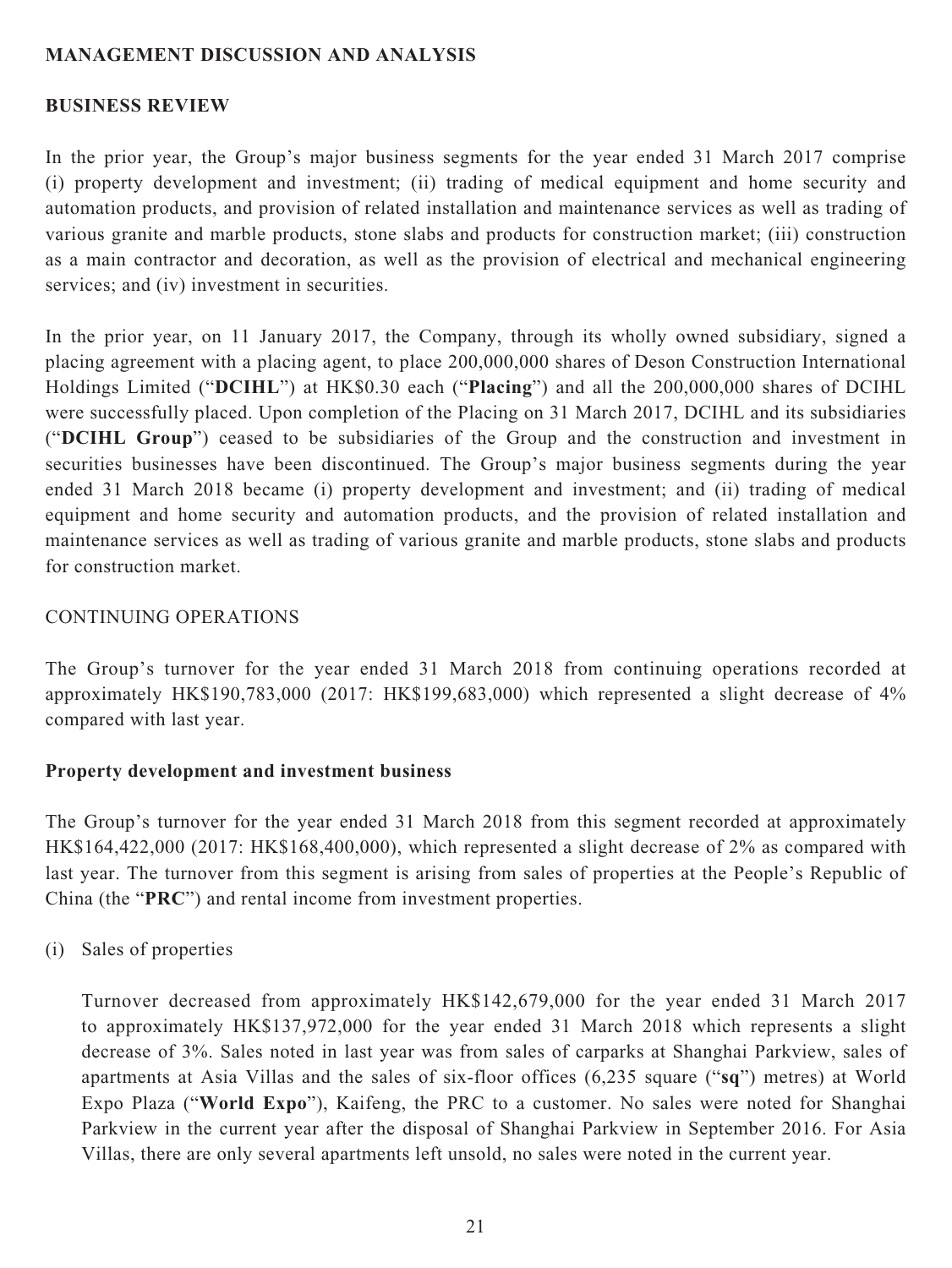## MANAGEMENT DISCUSSION AND ANALYSIS

### BUSINESS REVIEW

In the prior year, the Group's major business segments for the year ended 31 March 2017 comprise (i) property development and investment; (ii) trading of medical equipment and home security and automation products, and provision of related installation and maintenance services as well as trading of various granite and marble products, stone slabs and products for construction market; (iii) construction as a main contractor and decoration, as well as the provision of electrical and mechanical engineering services; and (iv) investment in securities.

In the prior year, on 11 January 2017, the Company, through its wholly owned subsidiary, signed a placing agreement with a placing agent, to place 200,000,000 shares of Deson Construction International Holdings Limited ("**DCIHL**") at HK$0.30 each ("**Placing**") and all the 200,000,000 shares of DCIHL were successfully placed. Upon completion of the Placing on 31 March 2017, DCIHL and its subsidiaries ("**DCIHL Group**") ceased to be subsidiaries of the Group and the construction and investment in securities businesses have been discontinued. The Group's major business segments during the year ended 31 March 2018 became (i) property development and investment; and (ii) trading of medical equipment and home security and automation products, and the provision of related installation and maintenance services as well as trading of various granite and marble products, stone slabs and products for construction market.

CONTINUING OPERATIONS

The Group's turnover for the year ended 31 March 2018 from continuing operations recorded at approximately HK$190,783,000 (2017: HK$199,683,000) which represented a slight decrease of 4% compared with last year.

**Property development and investment business**

The Group's turnover for the year ended 31 March 2018 from this segment recorded at approximately HK$164,422,000 (2017: HK$168,400,000), which represented a slight decrease of 2% as compared with last year. The turnover from this segment is arising from sales of properties at the People's Republic of China (the "**PRC**") and rental income from investment properties.

(i) Sales of properties

Turnover decreased from approximately HK$142,679,000 for the year ended 31 March 2017 to approximately HK$137,972,000 for the year ended 31 March 2018 which represents a slight decrease of 3%. Sales noted in last year was from sales of carparks at Shanghai Parkview, sales of apartments at Asia Villas and the sales of six-floor offices (6,235 square ("**sq**") metres) at World Expo Plaza ("**World Expo**"), Kaifeng, the PRC to a customer. No sales were noted for Shanghai Parkview in the current year after the disposal of Shanghai Parkview in September 2016. For Asia Villas, there are only several apartments left unsold, no sales were noted in the current year.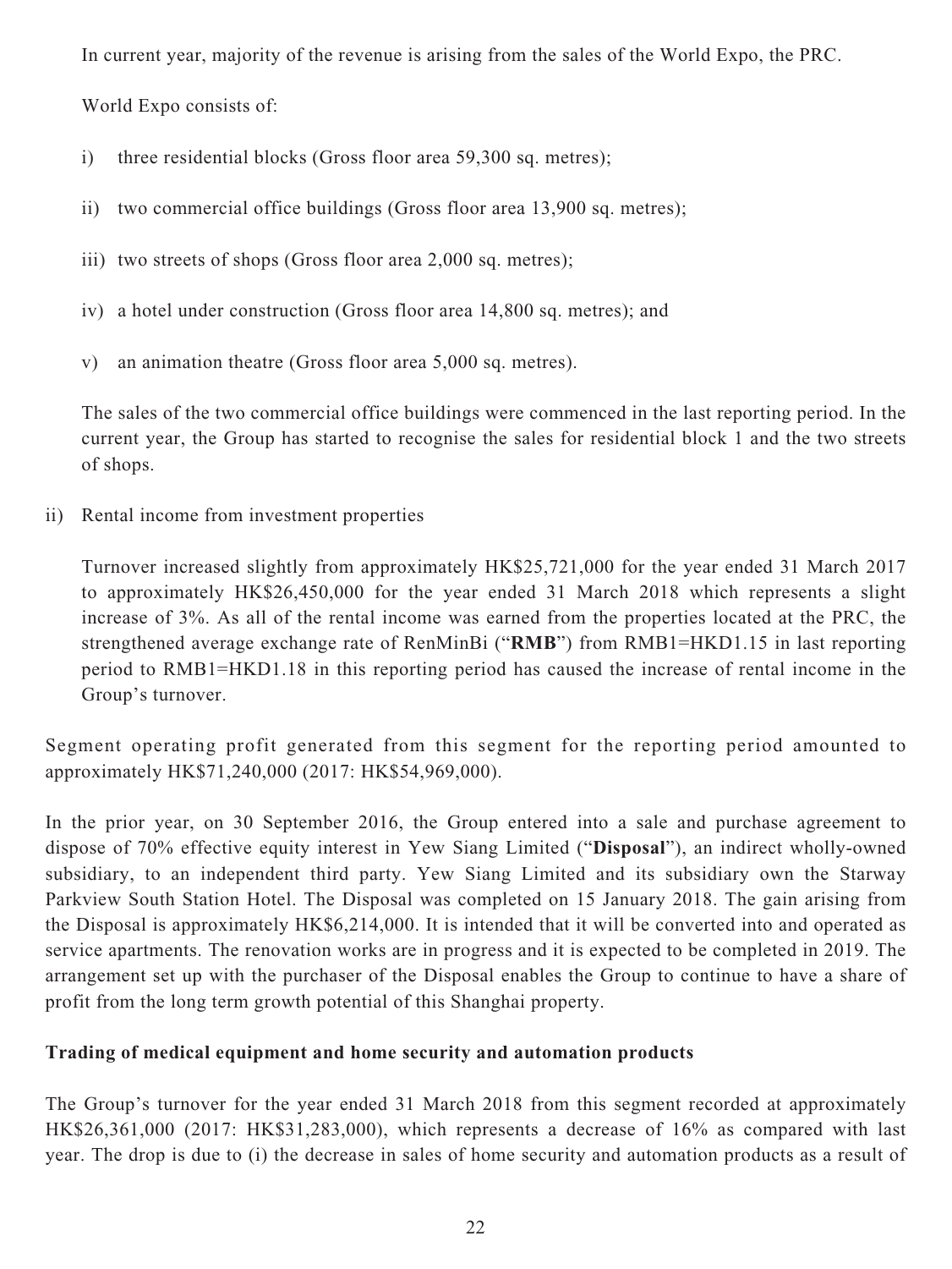In current year, majority of the revenue is arising from the sales of the World Expo, the PRC.

World Expo consists of:

i) three residential blocks (Gross floor area 59,300 sq. metres);

ii) two commercial office buildings (Gross floor area 13,900 sq. metres);

iii) two streets of shops (Gross floor area 2,000 sq. metres);

iv) a hotel under construction (Gross floor area 14,800 sq. metres); and

v) an animation theatre (Gross floor area 5,000 sq. metres).

The sales of the two commercial office buildings were commenced in the last reporting period. In the current year, the Group has started to recognise the sales for residential block 1 and the two streets of shops.

ii) Rental income from investment properties

Turnover increased slightly from approximately HK$25,721,000 for the year ended 31 March 2017 to approximately HK$26,450,000 for the year ended 31 March 2018 which represents a slight increase of 3%. As all of the rental income was earned from the properties located at the PRC, the strengthened average exchange rate of RenMinBi ("**RMB**") from RMB1=HKD1.15 in last reporting period to RMB1=HKD1.18 in this reporting period has caused the increase of rental income in the Group's turnover.

Segment operating profit generated from this segment for the reporting period amounted to approximately HK$71,240,000 (2017: HK$54,969,000).

In the prior year, on 30 September 2016, the Group entered into a sale and purchase agreement to dispose of 70% effective equity interest in Yew Siang Limited ("**Disposal**"), an indirect wholly-owned subsidiary, to an independent third party. Yew Siang Limited and its subsidiary own the Starway Parkview South Station Hotel. The Disposal was completed on 15 January 2018. The gain arising from the Disposal is approximately HK$6,214,000. It is intended that it will be converted into and operated as service apartments. The renovation works are in progress and it is expected to be completed in 2019. The arrangement set up with the purchaser of the Disposal enables the Group to continue to have a share of profit from the long term growth potential of this Shanghai property.

**Trading of medical equipment and home security and automation products**

The Group's turnover for the year ended 31 March 2018 from this segment recorded at approximately HK$26,361,000 (2017: HK$31,283,000), which represents a decrease of 16% as compared with last year. The drop is due to (i) the decrease in sales of home security and automation products as a result of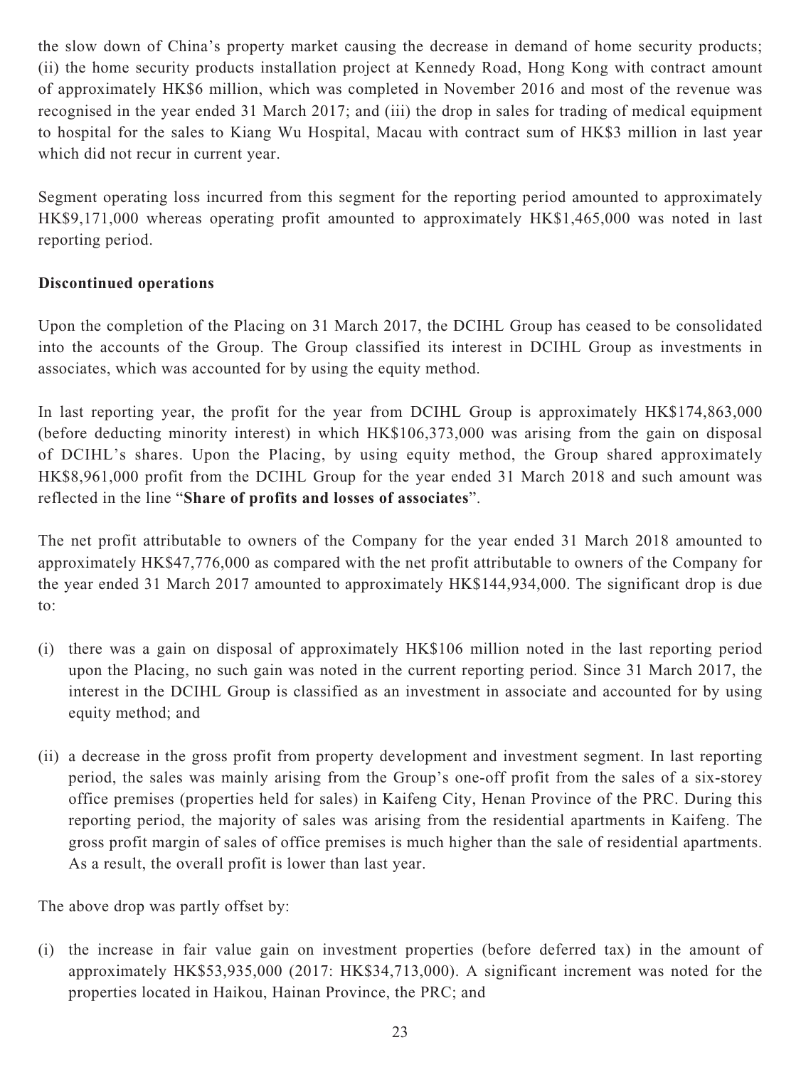the slow down of China's property market causing the decrease in demand of home security products; (ii) the home security products installation project at Kennedy Road, Hong Kong with contract amount of approximately HK$6 million, which was completed in November 2016 and most of the revenue was recognised in the year ended 31 March 2017; and (iii) the drop in sales for trading of medical equipment to hospital for the sales to Kiang Wu Hospital, Macau with contract sum of HK$3 million in last year which did not recur in current year.

Segment operating loss incurred from this segment for the reporting period amounted to approximately HK$9,171,000 whereas operating profit amounted to approximately HK$1,465,000 was noted in last reporting period.

**Discontinued operations**

Upon the completion of the Placing on 31 March 2017, the DCIHL Group has ceased to be consolidated into the accounts of the Group. The Group classified its interest in DCIHL Group as investments in associates, which was accounted for by using the equity method.

In last reporting year, the profit for the year from DCIHL Group is approximately HK$174,863,000 (before deducting minority interest) in which HK$106,373,000 was arising from the gain on disposal of DCIHL's shares. Upon the Placing, by using equity method, the Group shared approximately HK$8,961,000 profit from the DCIHL Group for the year ended 31 March 2018 and such amount was reflected in the line "**Share of profits and losses of associates**".

The net profit attributable to owners of the Company for the year ended 31 March 2018 amounted to approximately HK$47,776,000 as compared with the net profit attributable to owners of the Company for the year ended 31 March 2017 amounted to approximately HK$144,934,000. The significant drop is due to:

(i) there was a gain on disposal of approximately HK$106 million noted in the last reporting period upon the Placing, no such gain was noted in the current reporting period. Since 31 March 2017, the interest in the DCIHL Group is classified as an investment in associate and accounted for by using equity method; and

(ii) a decrease in the gross profit from property development and investment segment. In last reporting period, the sales was mainly arising from the Group's one-off profit from the sales of a six-storey office premises (properties held for sales) in Kaifeng City, Henan Province of the PRC. During this reporting period, the majority of sales was arising from the residential apartments in Kaifeng. The gross profit margin of sales of office premises is much higher than the sale of residential apartments. As a result, the overall profit is lower than last year.

The above drop was partly offset by:

(i) the increase in fair value gain on investment properties (before deferred tax) in the amount of approximately HK$53,935,000 (2017: HK$34,713,000). A significant increment was noted for the properties located in Haikou, Hainan Province, the PRC; and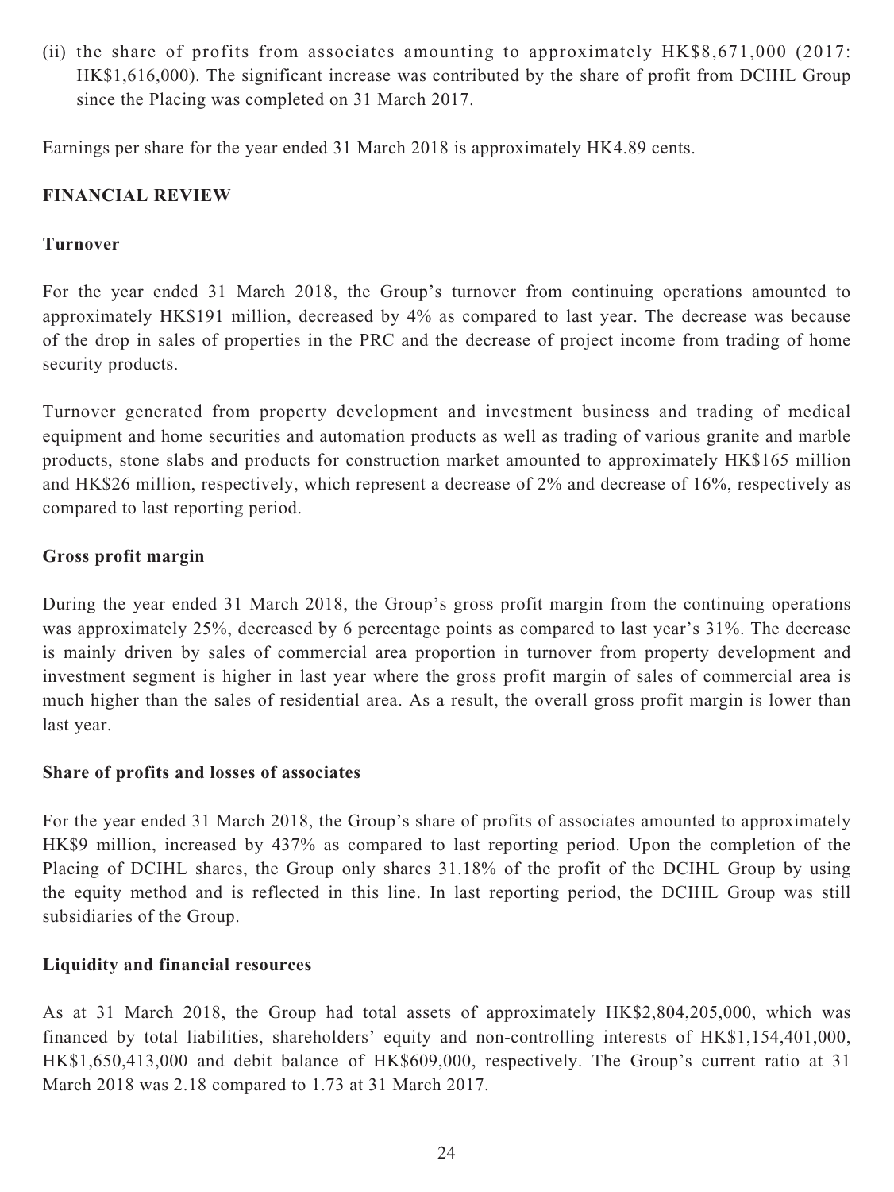(ii) the share of profits from associates amounting to approximately HK$8,671,000 (2017: HK$1,616,000). The significant increase was contributed by the share of profit from DCIHL Group since the Placing was completed on 31 March 2017.

Earnings per share for the year ended 31 March 2018 is approximately HK4.89 cents.

**FINANCIAL REVIEW**

**Turnover**

For the year ended 31 March 2018, the Group's turnover from continuing operations amounted to approximately HK$191 million, decreased by 4% as compared to last year. The decrease was because of the drop in sales of properties in the PRC and the decrease of project income from trading of home security products.

Turnover generated from property development and investment business and trading of medical equipment and home securities and automation products as well as trading of various granite and marble products, stone slabs and products for construction market amounted to approximately HK$165 million and HK$26 million, respectively, which represent a decrease of 2% and decrease of 16%, respectively as compared to last reporting period.

**Gross profit margin**

During the year ended 31 March 2018, the Group's gross profit margin from the continuing operations was approximately 25%, decreased by 6 percentage points as compared to last year's 31%. The decrease is mainly driven by sales of commercial area proportion in turnover from property development and investment segment is higher in last year where the gross profit margin of sales of commercial area is much higher than the sales of residential area. As a result, the overall gross profit margin is lower than last year.

**Share of profits and losses of associates**

For the year ended 31 March 2018, the Group's share of profits of associates amounted to approximately HK$9 million, increased by 437% as compared to last reporting period. Upon the completion of the Placing of DCIHL shares, the Group only shares 31.18% of the profit of the DCIHL Group by using the equity method and is reflected in this line. In last reporting period, the DCIHL Group was still subsidiaries of the Group.

**Liquidity and financial resources**

As at 31 March 2018, the Group had total assets of approximately HK$2,804,205,000, which was financed by total liabilities, shareholders' equity and non-controlling interests of HK$1,154,401,000, HK$1,650,413,000 and debit balance of HK$609,000, respectively. The Group's current ratio at 31 March 2018 was 2.18 compared to 1.73 at 31 March 2017.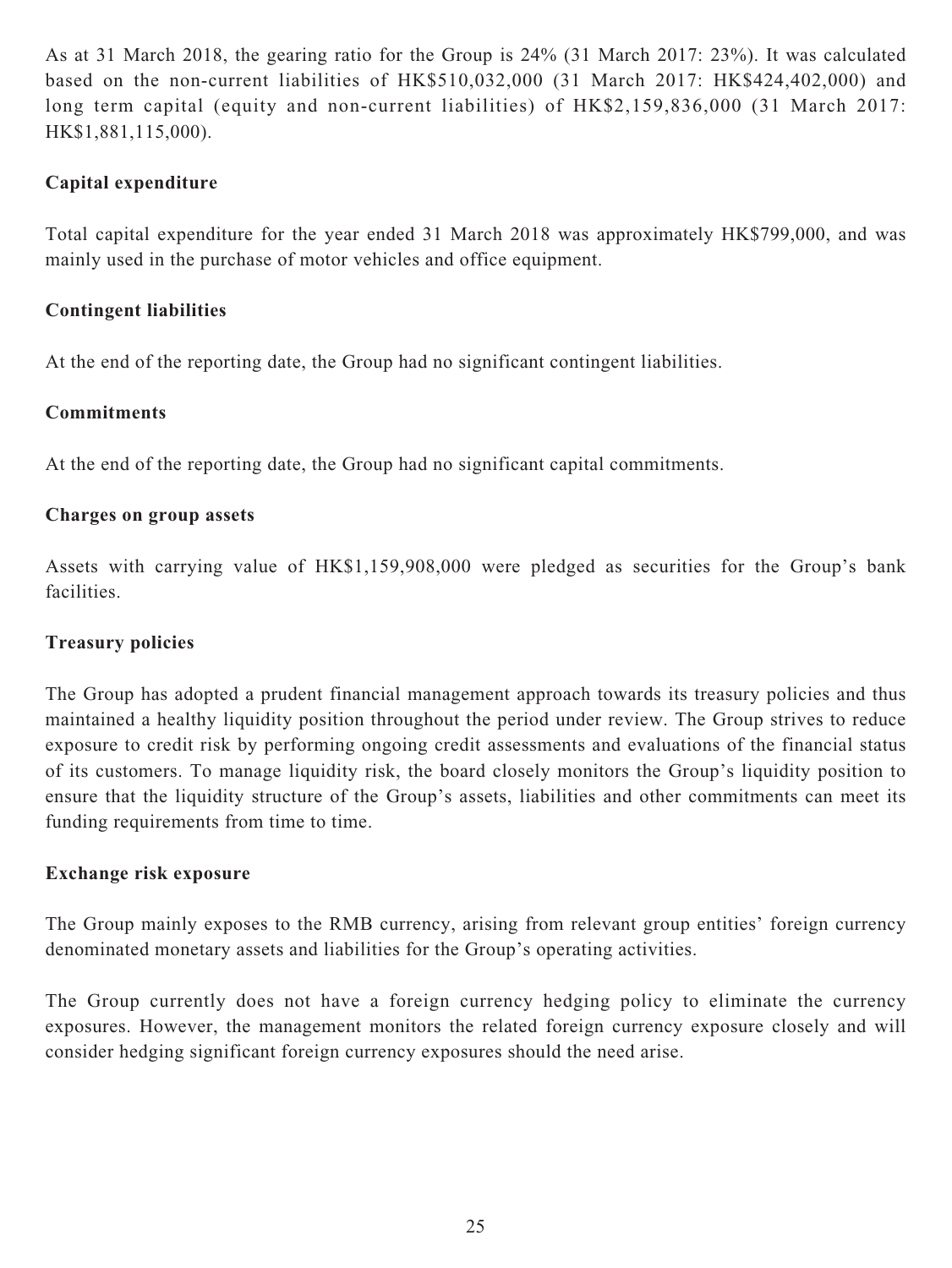As at 31 March 2018, the gearing ratio for the Group is 24% (31 March 2017: 23%). It was calculated based on the non-current liabilities of HK$510,032,000 (31 March 2017: HK$424,402,000) and long term capital (equity and non-current liabilities) of HK$2,159,836,000 (31 March 2017: HK$1,881,115,000).

**Capital expenditure**

Total capital expenditure for the year ended 31 March 2018 was approximately HK$799,000, and was mainly used in the purchase of motor vehicles and office equipment.

**Contingent liabilities**

At the end of the reporting date, the Group had no significant contingent liabilities.

**Commitments**

At the end of the reporting date, the Group had no significant capital commitments.

**Charges on group assets**

Assets with carrying value of HK$1,159,908,000 were pledged as securities for the Group's bank facilities.

**Treasury policies**

The Group has adopted a prudent financial management approach towards its treasury policies and thus maintained a healthy liquidity position throughout the period under review. The Group strives to reduce exposure to credit risk by performing ongoing credit assessments and evaluations of the financial status of its customers. To manage liquidity risk, the board closely monitors the Group's liquidity position to ensure that the liquidity structure of the Group's assets, liabilities and other commitments can meet its funding requirements from time to time.

**Exchange risk exposure**

The Group mainly exposes to the RMB currency, arising from relevant group entities' foreign currency denominated monetary assets and liabilities for the Group's operating activities.

The Group currently does not have a foreign currency hedging policy to eliminate the currency exposures. However, the management monitors the related foreign currency exposure closely and will consider hedging significant foreign currency exposures should the need arise.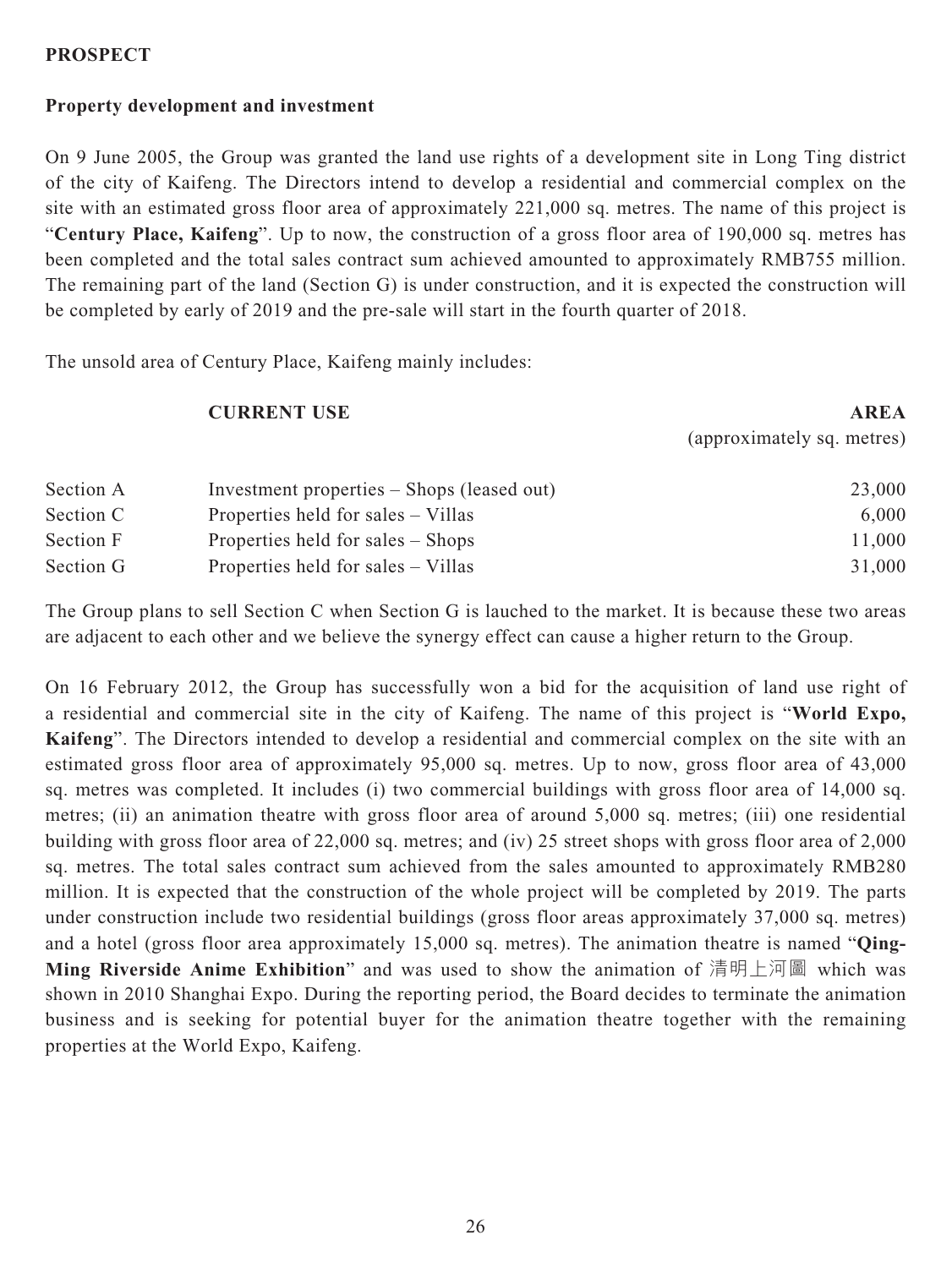## PROSPECT

### Property development and investment

On 9 June 2005, the Group was granted the land use rights of a development site in Long Ting district of the city of Kaifeng. The Directors intend to develop a residential and commercial complex on the site with an estimated gross floor area of approximately 221,000 sq. metres. The name of this project is "**Century Place, Kaifeng**". Up to now, the construction of a gross floor area of 190,000 sq. metres has been completed and the total sales contract sum achieved amounted to approximately RMB755 million. The remaining part of the land (Section G) is under construction, and it is expected the construction will be completed by early of 2019 and the pre-sale will start in the fourth quarter of 2018.

The unsold area of Century Place, Kaifeng mainly includes:

| | **CURRENT USE** | **AREA** (approximately sq. metres) |
|---|---|---|
| Section A | Investment properties – Shops (leased out) | 23,000 |
| Section C | Properties held for sales – Villas | 6,000 |
| Section F | Properties held for sales – Shops | 11,000 |
| Section G | Properties held for sales – Villas | 31,000 |

The Group plans to sell Section C when Section G is lauched to the market. It is because these two areas are adjacent to each other and we believe the synergy effect can cause a higher return to the Group.

On 16 February 2012, the Group has successfully won a bid for the acquisition of land use right of a residential and commercial site in the city of Kaifeng. The name of this project is "**World Expo, Kaifeng**". The Directors intended to develop a residential and commercial complex on the site with an estimated gross floor area of approximately 95,000 sq. metres. Up to now, gross floor area of 43,000 sq. metres was completed. It includes (i) two commercial buildings with gross floor area of 14,000 sq. metres; (ii) an animation theatre with gross floor area of around 5,000 sq. metres; (iii) one residential building with gross floor area of 22,000 sq. metres; and (iv) 25 street shops with gross floor area of 2,000 sq. metres. The total sales contract sum achieved from the sales amounted to approximately RMB280 million. It is expected that the construction of the whole project will be completed by 2019. The parts under construction include two residential buildings (gross floor areas approximately 37,000 sq. metres) and a hotel (gross floor area approximately 15,000 sq. metres). The animation theatre is named "**Qing-Ming Riverside Anime Exhibition**" and was used to show the animation of 清明上河圖 which was shown in 2010 Shanghai Expo. During the reporting period, the Board decides to terminate the animation business and is seeking for potential buyer for the animation theatre together with the remaining properties at the World Expo, Kaifeng.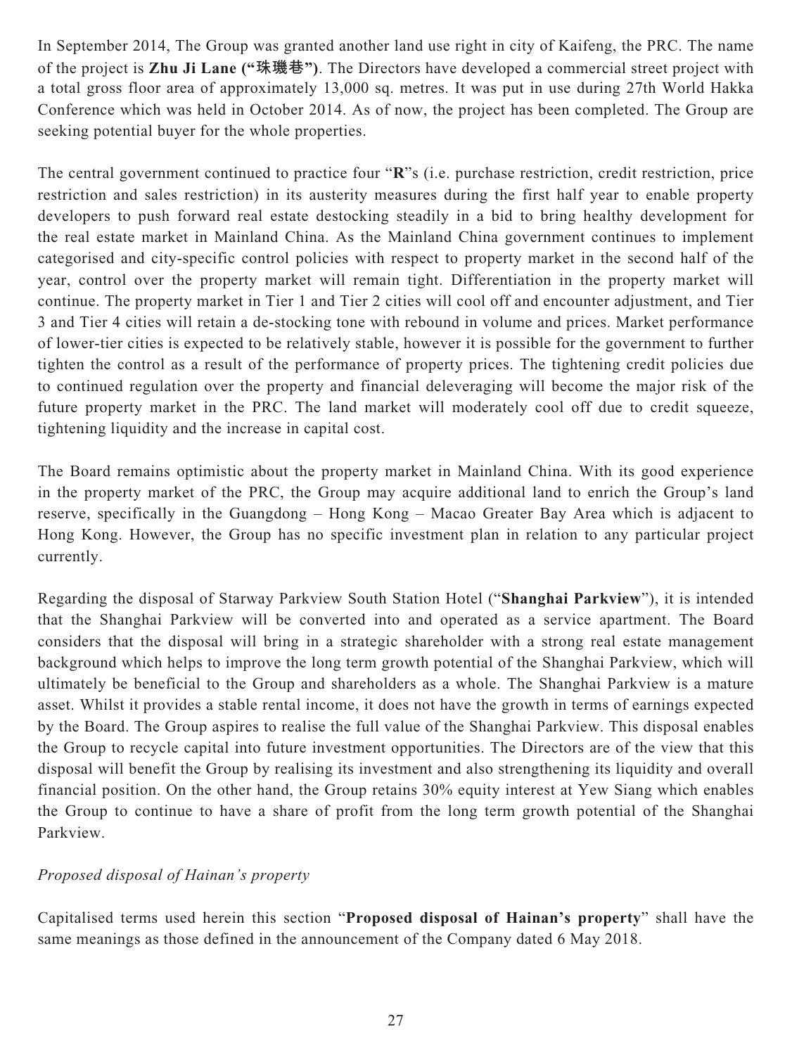In September 2014, The Group was granted another land use right in city of Kaifeng, the PRC. The name of the project is **Zhu Ji Lane ("珠璣巷")**. The Directors have developed a commercial street project with a total gross floor area of approximately 13,000 sq. metres. It was put in use during 27th World Hakka Conference which was held in October 2014. As of now, the project has been completed. The Group are seeking potential buyer for the whole properties.

The central government continued to practice four "**R**"s (i.e. purchase restriction, credit restriction, price restriction and sales restriction) in its austerity measures during the first half year to enable property developers to push forward real estate destocking steadily in a bid to bring healthy development for the real estate market in Mainland China. As the Mainland China government continues to implement categorised and city-specific control policies with respect to property market in the second half of the year, control over the property market will remain tight. Differentiation in the property market will continue. The property market in Tier 1 and Tier 2 cities will cool off and encounter adjustment, and Tier 3 and Tier 4 cities will retain a de-stocking tone with rebound in volume and prices. Market performance of lower-tier cities is expected to be relatively stable, however it is possible for the government to further tighten the control as a result of the performance of property prices. The tightening credit policies due to continued regulation over the property and financial deleveraging will become the major risk of the future property market in the PRC. The land market will moderately cool off due to credit squeeze, tightening liquidity and the increase in capital cost.

The Board remains optimistic about the property market in Mainland China. With its good experience in the property market of the PRC, the Group may acquire additional land to enrich the Group's land reserve, specifically in the Guangdong – Hong Kong – Macao Greater Bay Area which is adjacent to Hong Kong. However, the Group has no specific investment plan in relation to any particular project currently.

Regarding the disposal of Starway Parkview South Station Hotel ("**Shanghai Parkview**"), it is intended that the Shanghai Parkview will be converted into and operated as a service apartment. The Board considers that the disposal will bring in a strategic shareholder with a strong real estate management background which helps to improve the long term growth potential of the Shanghai Parkview, which will ultimately be beneficial to the Group and shareholders as a whole. The Shanghai Parkview is a mature asset. Whilst it provides a stable rental income, it does not have the growth in terms of earnings expected by the Board. The Group aspires to realise the full value of the Shanghai Parkview. This disposal enables the Group to recycle capital into future investment opportunities. The Directors are of the view that this disposal will benefit the Group by realising its investment and also strengthening its liquidity and overall financial position. On the other hand, the Group retains 30% equity interest at Yew Siang which enables the Group to continue to have a share of profit from the long term growth potential of the Shanghai Parkview.

*Proposed disposal of Hainan's property*

Capitalised terms used herein this section "**Proposed disposal of Hainan's property**" shall have the same meanings as those defined in the announcement of the Company dated 6 May 2018.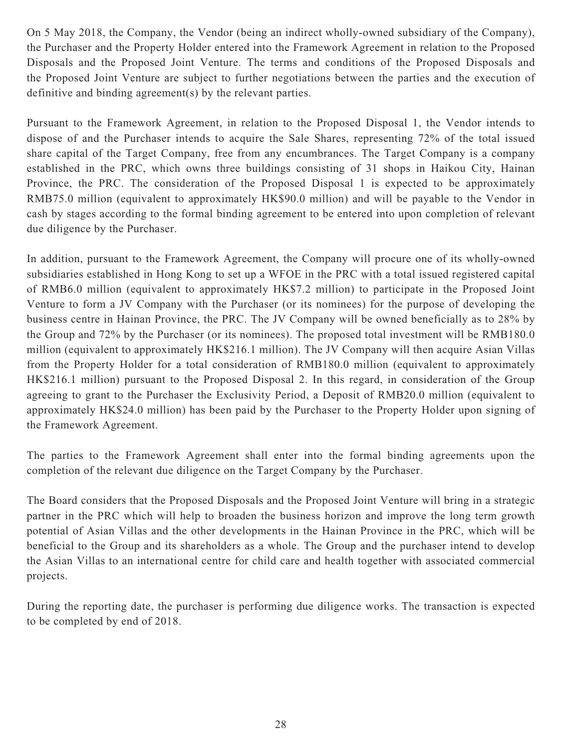On 5 May 2018, the Company, the Vendor (being an indirect wholly-owned subsidiary of the Company), the Purchaser and the Property Holder entered into the Framework Agreement in relation to the Proposed Disposals and the Proposed Joint Venture. The terms and conditions of the Proposed Disposals and the Proposed Joint Venture are subject to further negotiations between the parties and the execution of definitive and binding agreement(s) by the relevant parties.

Pursuant to the Framework Agreement, in relation to the Proposed Disposal 1, the Vendor intends to dispose of and the Purchaser intends to acquire the Sale Shares, representing 72% of the total issued share capital of the Target Company, free from any encumbrances. The Target Company is a company established in the PRC, which owns three buildings consisting of 31 shops in Haikou City, Hainan Province, the PRC. The consideration of the Proposed Disposal 1 is expected to be approximately RMB75.0 million (equivalent to approximately HK$90.0 million) and will be payable to the Vendor in cash by stages according to the formal binding agreement to be entered into upon completion of relevant due diligence by the Purchaser.

In addition, pursuant to the Framework Agreement, the Company will procure one of its wholly-owned subsidiaries established in Hong Kong to set up a WFOE in the PRC with a total issued registered capital of RMB6.0 million (equivalent to approximately HK$7.2 million) to participate in the Proposed Joint Venture to form a JV Company with the Purchaser (or its nominees) for the purpose of developing the business centre in Hainan Province, the PRC. The JV Company will be owned beneficially as to 28% by the Group and 72% by the Purchaser (or its nominees). The proposed total investment will be RMB180.0 million (equivalent to approximately HK$216.1 million). The JV Company will then acquire Asian Villas from the Property Holder for a total consideration of RMB180.0 million (equivalent to approximately HK$216.1 million) pursuant to the Proposed Disposal 2. In this regard, in consideration of the Group agreeing to grant to the Purchaser the Exclusivity Period, a Deposit of RMB20.0 million (equivalent to approximately HK$24.0 million) has been paid by the Purchaser to the Property Holder upon signing of the Framework Agreement.

The parties to the Framework Agreement shall enter into the formal binding agreements upon the completion of the relevant due diligence on the Target Company by the Purchaser.

The Board considers that the Proposed Disposals and the Proposed Joint Venture will bring in a strategic partner in the PRC which will help to broaden the business horizon and improve the long term growth potential of Asian Villas and the other developments in the Hainan Province in the PRC, which will be beneficial to the Group and its shareholders as a whole. The Group and the purchaser intend to develop the Asian Villas to an international centre for child care and health together with associated commercial projects.

During the reporting date, the purchaser is performing due diligence works. The transaction is expected to be completed by end of 2018.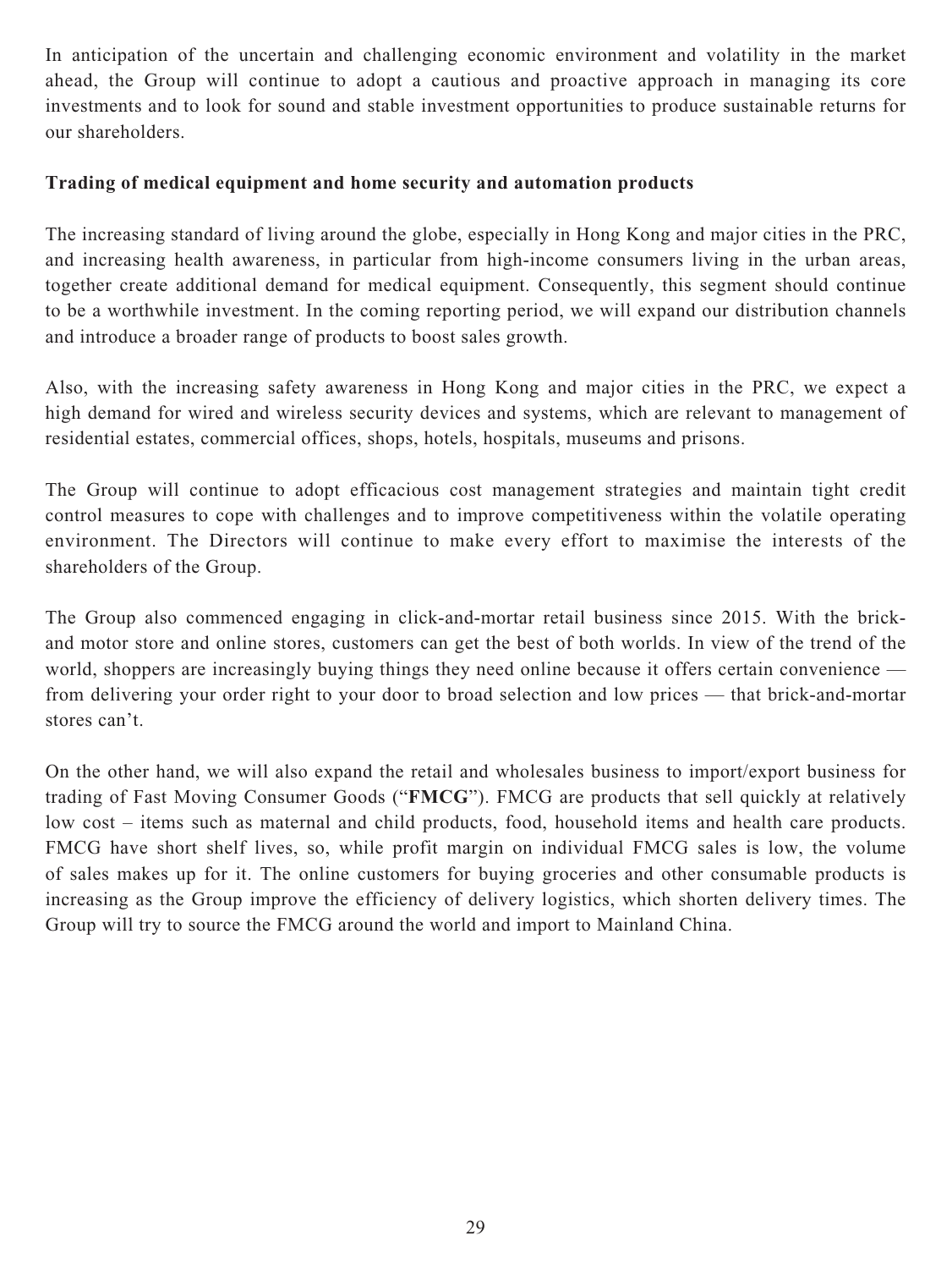In anticipation of the uncertain and challenging economic environment and volatility in the market ahead, the Group will continue to adopt a cautious and proactive approach in managing its core investments and to look for sound and stable investment opportunities to produce sustainable returns for our shareholders.

**Trading of medical equipment and home security and automation products**

The increasing standard of living around the globe, especially in Hong Kong and major cities in the PRC, and increasing health awareness, in particular from high-income consumers living in the urban areas, together create additional demand for medical equipment. Consequently, this segment should continue to be a worthwhile investment. In the coming reporting period, we will expand our distribution channels and introduce a broader range of products to boost sales growth.

Also, with the increasing safety awareness in Hong Kong and major cities in the PRC, we expect a high demand for wired and wireless security devices and systems, which are relevant to management of residential estates, commercial offices, shops, hotels, hospitals, museums and prisons.

The Group will continue to adopt efficacious cost management strategies and maintain tight credit control measures to cope with challenges and to improve competitiveness within the volatile operating environment. The Directors will continue to make every effort to maximise the interests of the shareholders of the Group.

The Group also commenced engaging in click-and-mortar retail business since 2015. With the brick-and motor store and online stores, customers can get the best of both worlds. In view of the trend of the world, shoppers are increasingly buying things they need online because it offers certain convenience — from delivering your order right to your door to broad selection and low prices — that brick-and-mortar stores can't.

On the other hand, we will also expand the retail and wholesales business to import/export business for trading of Fast Moving Consumer Goods ("**FMCG**"). FMCG are products that sell quickly at relatively low cost – items such as maternal and child products, food, household items and health care products. FMCG have short shelf lives, so, while profit margin on individual FMCG sales is low, the volume of sales makes up for it. The online customers for buying groceries and other consumable products is increasing as the Group improve the efficiency of delivery logistics, which shorten delivery times. The Group will try to source the FMCG around the world and import to Mainland China.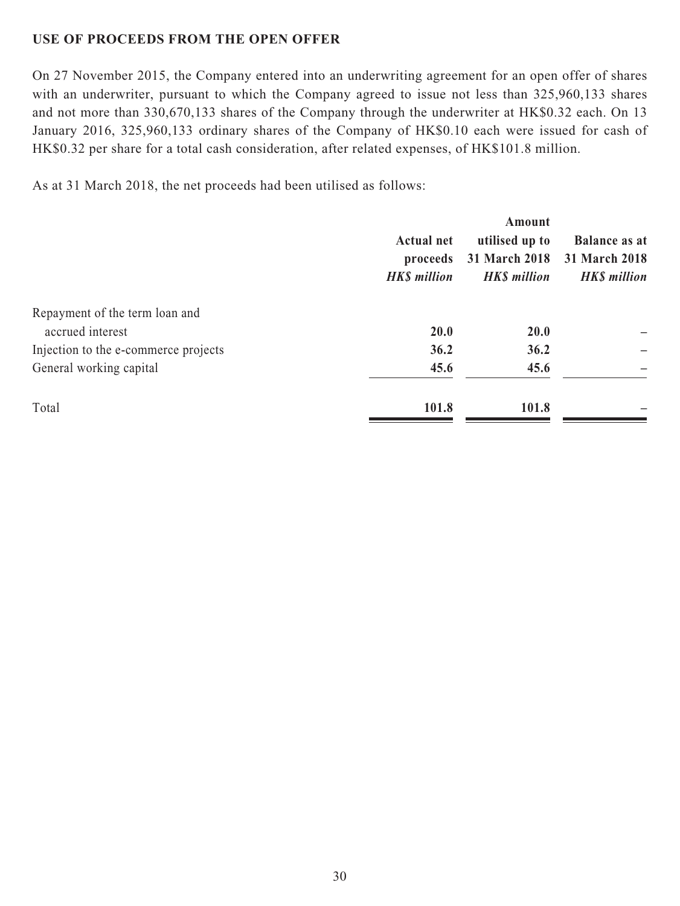## USE OF PROCEEDS FROM THE OPEN OFFER

On 27 November 2015, the Company entered into an underwriting agreement for an open offer of shares with an underwriter, pursuant to which the Company agreed to issue not less than 325,960,133 shares and not more than 330,670,133 shares of the Company through the underwriter at HK$0.32 each. On 13 January 2016, 325,960,133 ordinary shares of the Company of HK$0.10 each were issued for cash of HK$0.32 per share for a total cash consideration, after related expenses, of HK$101.8 million.

As at 31 March 2018, the net proceeds had been utilised as follows:

| | **Actual net proceeds** *HK$ million* | **Amount utilised up to 31 March 2018** *HK$ million* | **Balance as at 31 March 2018** *HK$ million* |
|---|---|---|---|
| Repayment of the term loan and accrued interest | **20.0** | **20.0** | – |
| Injection to the e-commerce projects | **36.2** | **36.2** | – |
| General working capital | **45.6** | **45.6** | – |
| Total | **101.8** | **101.8** | – |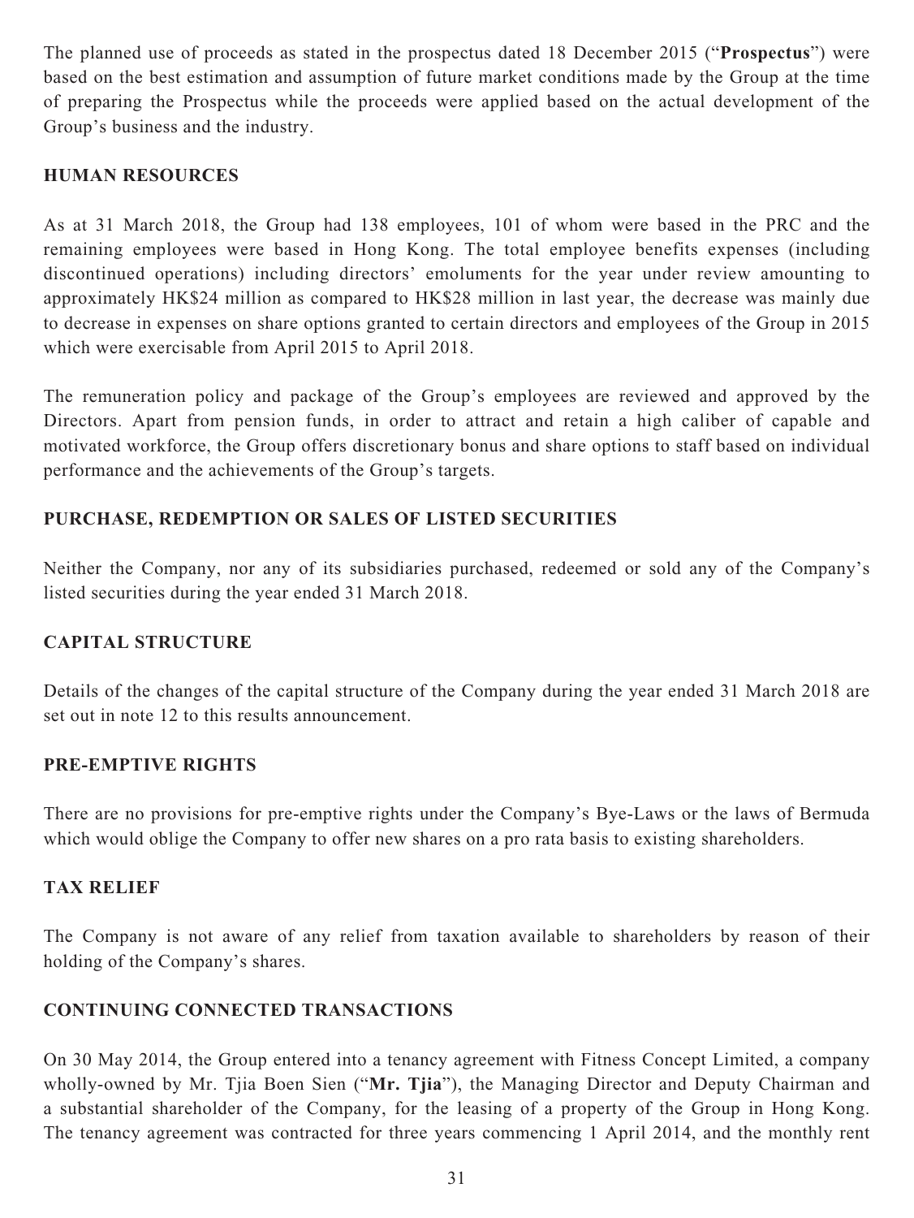The planned use of proceeds as stated in the prospectus dated 18 December 2015 ("**Prospectus**") were based on the best estimation and assumption of future market conditions made by the Group at the time of preparing the Prospectus while the proceeds were applied based on the actual development of the Group's business and the industry.

## HUMAN RESOURCES

As at 31 March 2018, the Group had 138 employees, 101 of whom were based in the PRC and the remaining employees were based in Hong Kong. The total employee benefits expenses (including discontinued operations) including directors' emoluments for the year under review amounting to approximately HK$24 million as compared to HK$28 million in last year, the decrease was mainly due to decrease in expenses on share options granted to certain directors and employees of the Group in 2015 which were exercisable from April 2015 to April 2018.

The remuneration policy and package of the Group's employees are reviewed and approved by the Directors. Apart from pension funds, in order to attract and retain a high caliber of capable and motivated workforce, the Group offers discretionary bonus and share options to staff based on individual performance and the achievements of the Group's targets.

## PURCHASE, REDEMPTION OR SALES OF LISTED SECURITIES

Neither the Company, nor any of its subsidiaries purchased, redeemed or sold any of the Company's listed securities during the year ended 31 March 2018.

## CAPITAL STRUCTURE

Details of the changes of the capital structure of the Company during the year ended 31 March 2018 are set out in note 12 to this results announcement.

## PRE-EMPTIVE RIGHTS

There are no provisions for pre-emptive rights under the Company's Bye-Laws or the laws of Bermuda which would oblige the Company to offer new shares on a pro rata basis to existing shareholders.

## TAX RELIEF

The Company is not aware of any relief from taxation available to shareholders by reason of their holding of the Company's shares.

## CONTINUING CONNECTED TRANSACTIONS

On 30 May 2014, the Group entered into a tenancy agreement with Fitness Concept Limited, a company wholly-owned by Mr. Tjia Boen Sien ("**Mr. Tjia**"), the Managing Director and Deputy Chairman and a substantial shareholder of the Company, for the leasing of a property of the Group in Hong Kong. The tenancy agreement was contracted for three years commencing 1 April 2014, and the monthly rent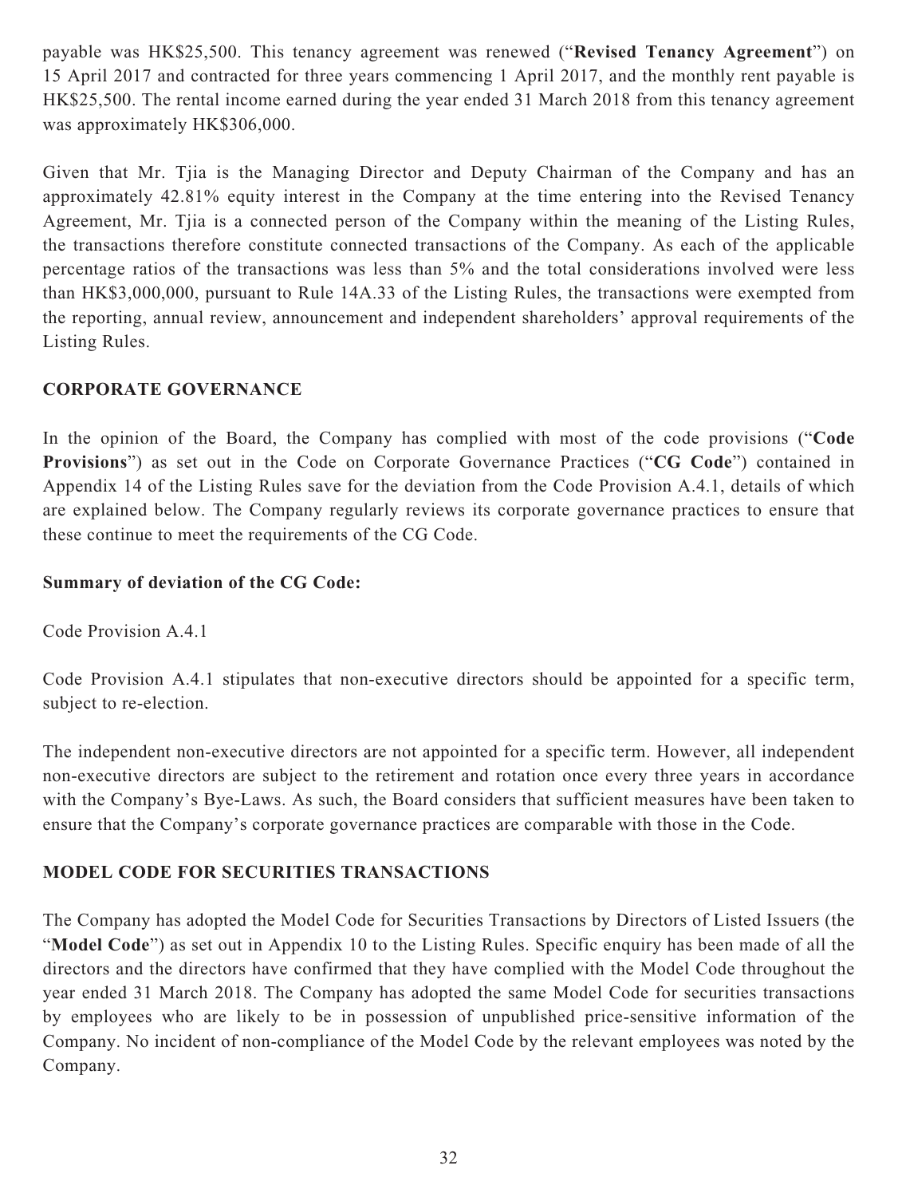payable was HK$25,500. This tenancy agreement was renewed ("**Revised Tenancy Agreement**") on 15 April 2017 and contracted for three years commencing 1 April 2017, and the monthly rent payable is HK$25,500. The rental income earned during the year ended 31 March 2018 from this tenancy agreement was approximately HK$306,000.

Given that Mr. Tjia is the Managing Director and Deputy Chairman of the Company and has an approximately 42.81% equity interest in the Company at the time entering into the Revised Tenancy Agreement, Mr. Tjia is a connected person of the Company within the meaning of the Listing Rules, the transactions therefore constitute connected transactions of the Company. As each of the applicable percentage ratios of the transactions was less than 5% and the total considerations involved were less than HK$3,000,000, pursuant to Rule 14A.33 of the Listing Rules, the transactions were exempted from the reporting, annual review, announcement and independent shareholders' approval requirements of the Listing Rules.

## CORPORATE GOVERNANCE

In the opinion of the Board, the Company has complied with most of the code provisions ("**Code Provisions**") as set out in the Code on Corporate Governance Practices ("**CG Code**") contained in Appendix 14 of the Listing Rules save for the deviation from the Code Provision A.4.1, details of which are explained below. The Company regularly reviews its corporate governance practices to ensure that these continue to meet the requirements of the CG Code.

**Summary of deviation of the CG Code:**

Code Provision A.4.1

Code Provision A.4.1 stipulates that non-executive directors should be appointed for a specific term, subject to re-election.

The independent non-executive directors are not appointed for a specific term. However, all independent non-executive directors are subject to the retirement and rotation once every three years in accordance with the Company's Bye-Laws. As such, the Board considers that sufficient measures have been taken to ensure that the Company's corporate governance practices are comparable with those in the Code.

## MODEL CODE FOR SECURITIES TRANSACTIONS

The Company has adopted the Model Code for Securities Transactions by Directors of Listed Issuers (the "**Model Code**") as set out in Appendix 10 to the Listing Rules. Specific enquiry has been made of all the directors and the directors have confirmed that they have complied with the Model Code throughout the year ended 31 March 2018. The Company has adopted the same Model Code for securities transactions by employees who are likely to be in possession of unpublished price-sensitive information of the Company. No incident of non-compliance of the Model Code by the relevant employees was noted by the Company.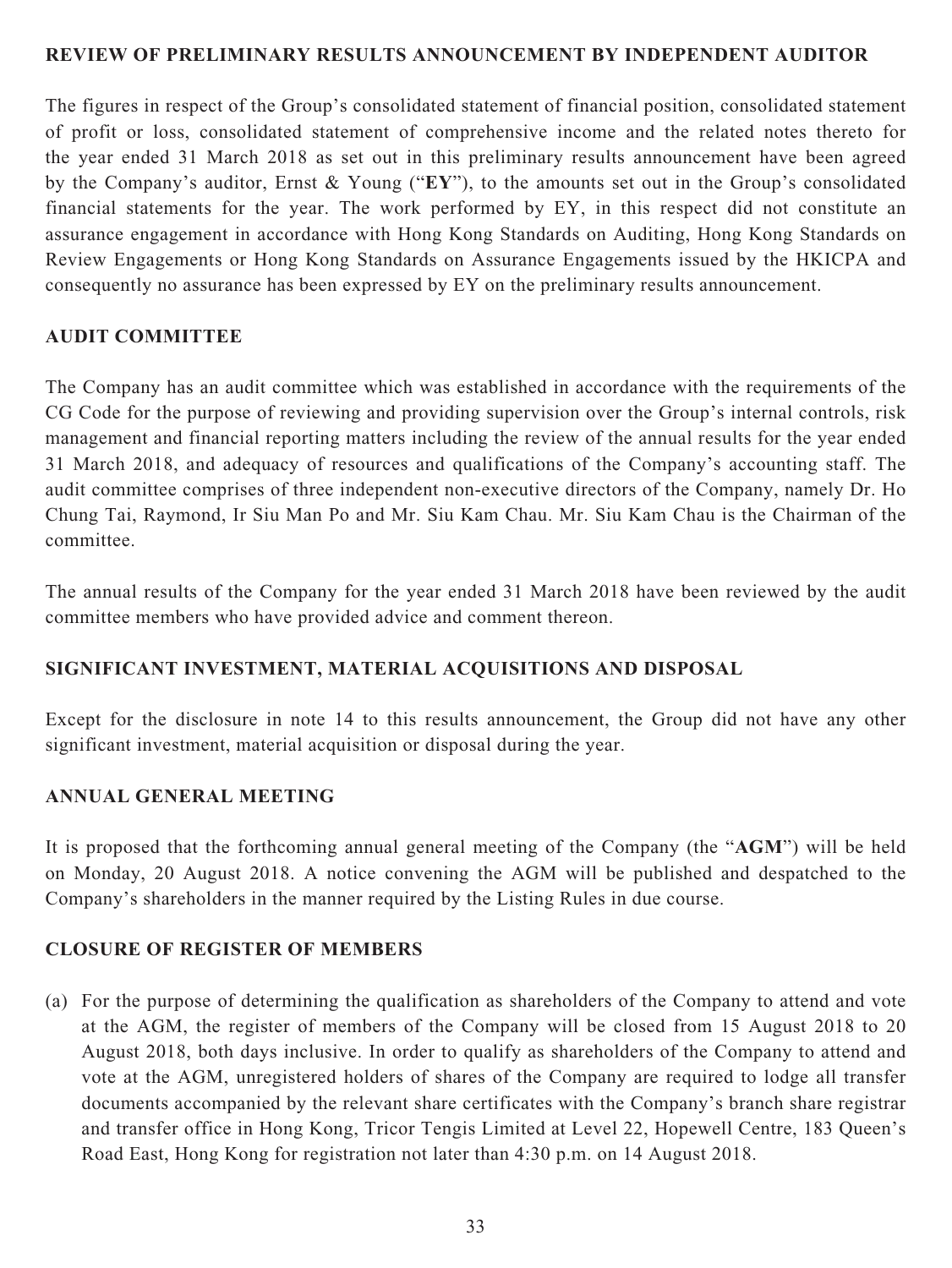## REVIEW OF PRELIMINARY RESULTS ANNOUNCEMENT BY INDEPENDENT AUDITOR

The figures in respect of the Group's consolidated statement of financial position, consolidated statement of profit or loss, consolidated statement of comprehensive income and the related notes thereto for the year ended 31 March 2018 as set out in this preliminary results announcement have been agreed by the Company's auditor, Ernst & Young ("**EY**"), to the amounts set out in the Group's consolidated financial statements for the year. The work performed by EY, in this respect did not constitute an assurance engagement in accordance with Hong Kong Standards on Auditing, Hong Kong Standards on Review Engagements or Hong Kong Standards on Assurance Engagements issued by the HKICPA and consequently no assurance has been expressed by EY on the preliminary results announcement.

## AUDIT COMMITTEE

The Company has an audit committee which was established in accordance with the requirements of the CG Code for the purpose of reviewing and providing supervision over the Group's internal controls, risk management and financial reporting matters including the review of the annual results for the year ended 31 March 2018, and adequacy of resources and qualifications of the Company's accounting staff. The audit committee comprises of three independent non-executive directors of the Company, namely Dr. Ho Chung Tai, Raymond, Ir Siu Man Po and Mr. Siu Kam Chau. Mr. Siu Kam Chau is the Chairman of the committee.

The annual results of the Company for the year ended 31 March 2018 have been reviewed by the audit committee members who have provided advice and comment thereon.

## SIGNIFICANT INVESTMENT, MATERIAL ACQUISITIONS AND DISPOSAL

Except for the disclosure in note 14 to this results announcement, the Group did not have any other significant investment, material acquisition or disposal during the year.

## ANNUAL GENERAL MEETING

It is proposed that the forthcoming annual general meeting of the Company (the "**AGM**") will be held on Monday, 20 August 2018. A notice convening the AGM will be published and despatched to the Company's shareholders in the manner required by the Listing Rules in due course.

## CLOSURE OF REGISTER OF MEMBERS

(a) For the purpose of determining the qualification as shareholders of the Company to attend and vote at the AGM, the register of members of the Company will be closed from 15 August 2018 to 20 August 2018, both days inclusive. In order to qualify as shareholders of the Company to attend and vote at the AGM, unregistered holders of shares of the Company are required to lodge all transfer documents accompanied by the relevant share certificates with the Company's branch share registrar and transfer office in Hong Kong, Tricor Tengis Limited at Level 22, Hopewell Centre, 183 Queen's Road East, Hong Kong for registration not later than 4:30 p.m. on 14 August 2018.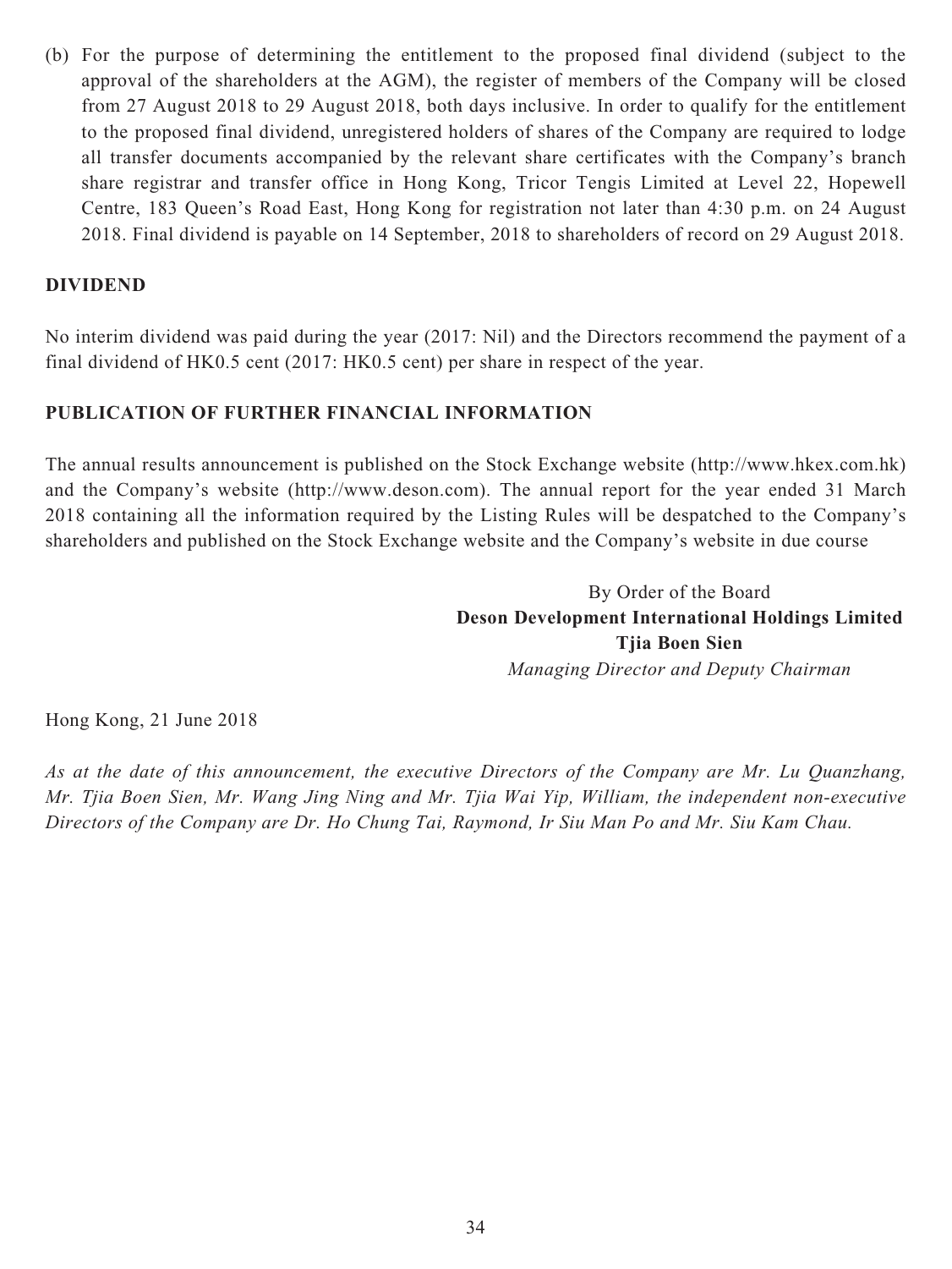(b) For the purpose of determining the entitlement to the proposed final dividend (subject to the approval of the shareholders at the AGM), the register of members of the Company will be closed from 27 August 2018 to 29 August 2018, both days inclusive. In order to qualify for the entitlement to the proposed final dividend, unregistered holders of shares of the Company are required to lodge all transfer documents accompanied by the relevant share certificates with the Company's branch share registrar and transfer office in Hong Kong, Tricor Tengis Limited at Level 22, Hopewell Centre, 183 Queen's Road East, Hong Kong for registration not later than 4:30 p.m. on 24 August 2018. Final dividend is payable on 14 September, 2018 to shareholders of record on 29 August 2018.

## DIVIDEND

No interim dividend was paid during the year (2017: Nil) and the Directors recommend the payment of a final dividend of HK0.5 cent (2017: HK0.5 cent) per share in respect of the year.

## PUBLICATION OF FURTHER FINANCIAL INFORMATION

The annual results announcement is published on the Stock Exchange website (http://www.hkex.com.hk) and the Company's website (http://www.deson.com). The annual report for the year ended 31 March 2018 containing all the information required by the Listing Rules will be despatched to the Company's shareholders and published on the Stock Exchange website and the Company's website in due course

By Order of the Board
**Deson Development International Holdings Limited**
**Tjia Boen Sien**
*Managing Director and Deputy Chairman*

Hong Kong, 21 June 2018

*As at the date of this announcement, the executive Directors of the Company are Mr. Lu Quanzhang, Mr. Tjia Boen Sien, Mr. Wang Jing Ning and Mr. Tjia Wai Yip, William, the independent non-executive Directors of the Company are Dr. Ho Chung Tai, Raymond, Ir Siu Man Po and Mr. Siu Kam Chau.*